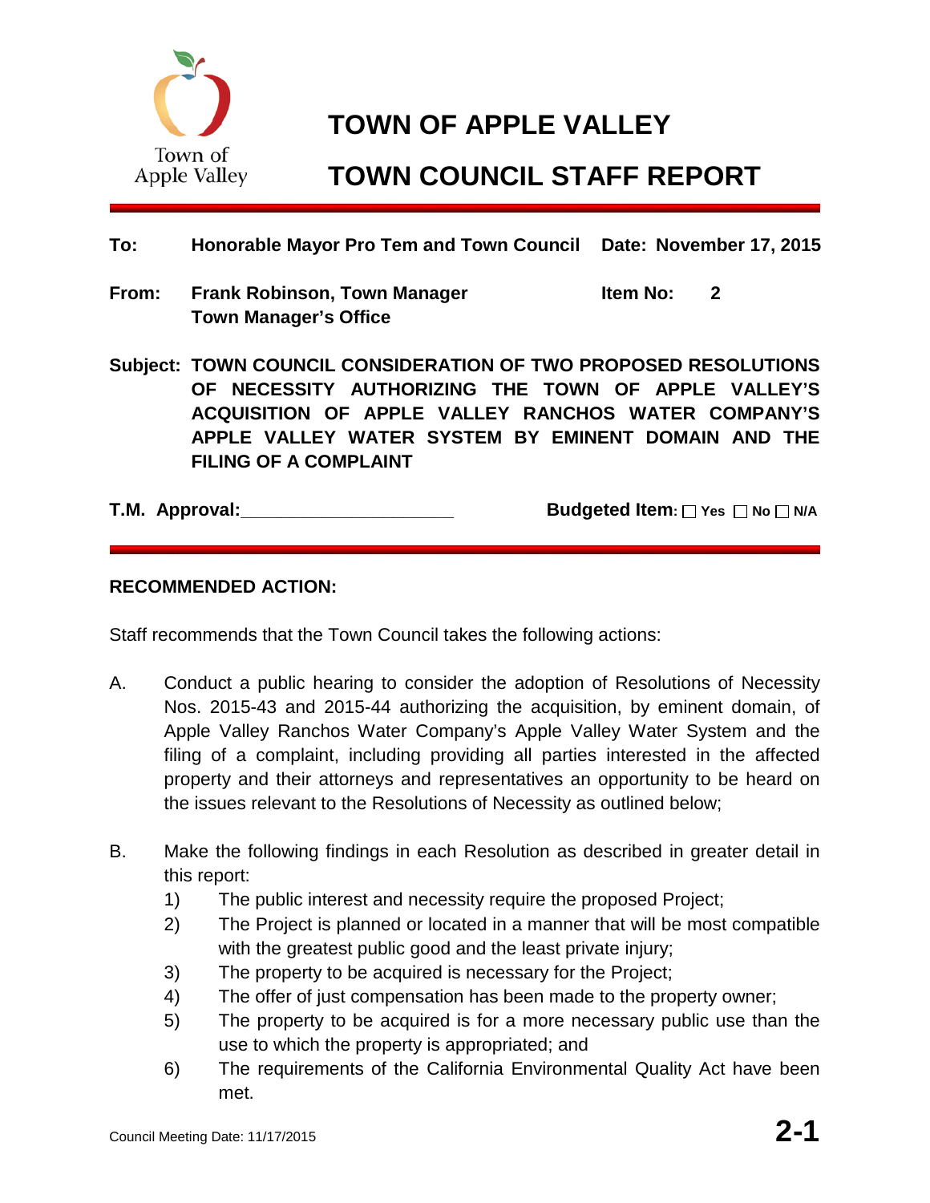Town of Apple Valley

# TOWN OF APPLE VALLEY

# TOWN COUNCIL STAFF REPORT

**To:** **Honorable Mayor Pro Tem and Town Council** **Date: November 17, 2015**

**From:** **Frank Robinson, Town Manager** **Item No: 2**
**Town Manager's Office**

**Subject: TOWN COUNCIL CONSIDERATION OF TWO PROPOSED RESOLUTIONS OF NECESSITY AUTHORIZING THE TOWN OF APPLE VALLEY'S ACQUISITION OF APPLE VALLEY RANCHOS WATER COMPANY'S APPLE VALLEY WATER SYSTEM BY EMINENT DOMAIN AND THE FILING OF A COMPLAINT**

**T.M. Approval:**_____________________ **Budgeted Item:** ☐ Yes ☐ No ☐ N/A

## RECOMMENDED ACTION:

Staff recommends that the Town Council takes the following actions:

A. Conduct a public hearing to consider the adoption of Resolutions of Necessity Nos. 2015-43 and 2015-44 authorizing the acquisition, by eminent domain, of Apple Valley Ranchos Water Company's Apple Valley Water System and the filing of a complaint, including providing all parties interested in the affected property and their attorneys and representatives an opportunity to be heard on the issues relevant to the Resolutions of Necessity as outlined below;

B. Make the following findings in each Resolution as described in greater detail in this report:
   1) The public interest and necessity require the proposed Project;
   2) The Project is planned or located in a manner that will be most compatible with the greatest public good and the least private injury;
   3) The property to be acquired is necessary for the Project;
   4) The offer of just compensation has been made to the property owner;
   5) The property to be acquired is for a more necessary public use than the use to which the property is appropriated; and
   6) The requirements of the California Environmental Quality Act have been met.

Council Meeting Date: 11/17/2015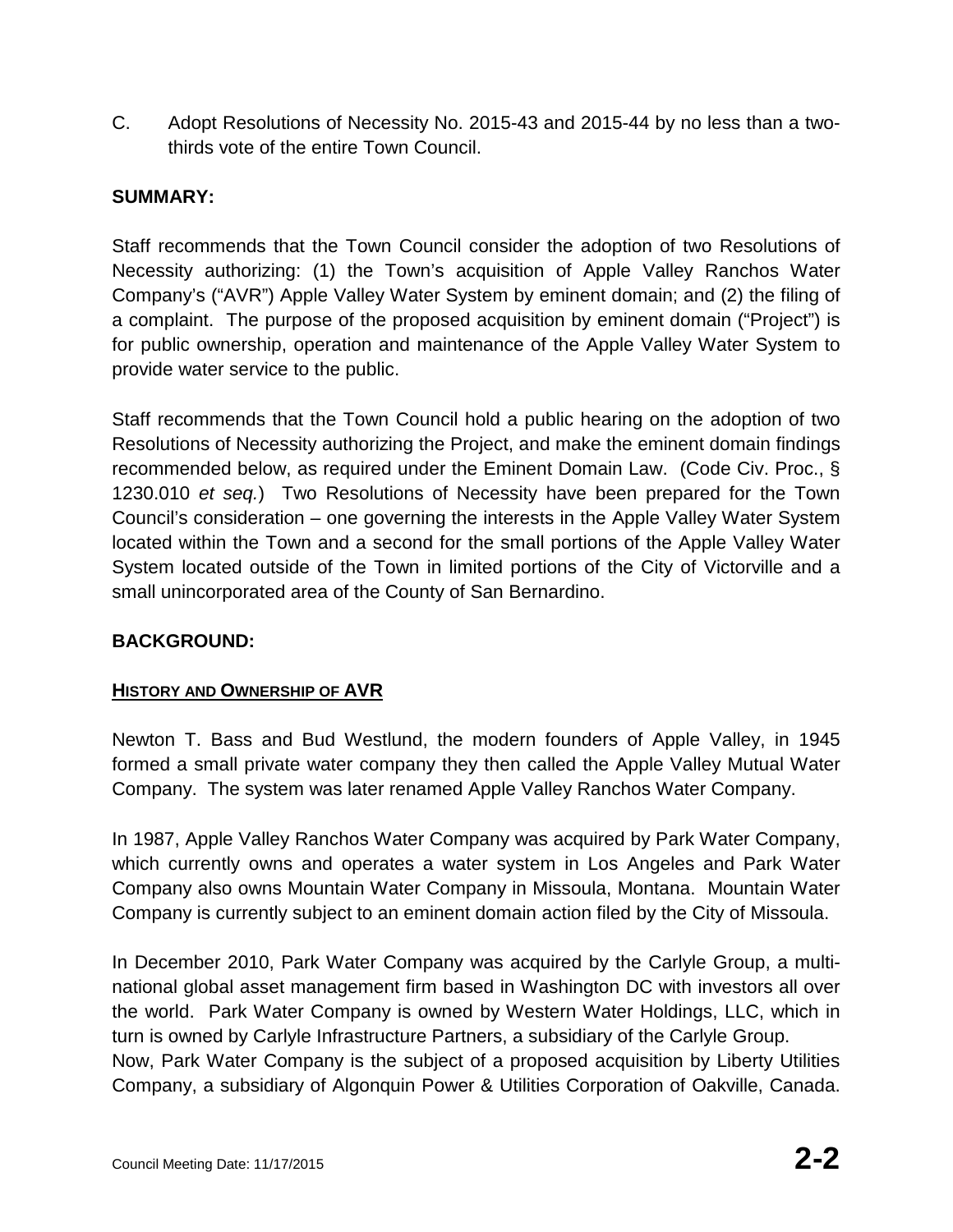C. Adopt Resolutions of Necessity No. 2015-43 and 2015-44 by no less than a two-thirds vote of the entire Town Council.

## SUMMARY:

Staff recommends that the Town Council consider the adoption of two Resolutions of Necessity authorizing: (1) the Town's acquisition of Apple Valley Ranchos Water Company's ("AVR") Apple Valley Water System by eminent domain; and (2) the filing of a complaint. The purpose of the proposed acquisition by eminent domain ("Project") is for public ownership, operation and maintenance of the Apple Valley Water System to provide water service to the public.

Staff recommends that the Town Council hold a public hearing on the adoption of two Resolutions of Necessity authorizing the Project, and make the eminent domain findings recommended below, as required under the Eminent Domain Law. (Code Civ. Proc., § 1230.010 *et seq.*) Two Resolutions of Necessity have been prepared for the Town Council's consideration – one governing the interests in the Apple Valley Water System located within the Town and a second for the small portions of the Apple Valley Water System located outside of the Town in limited portions of the City of Victorville and a small unincorporated area of the County of San Bernardino.

## BACKGROUND:

### HISTORY AND OWNERSHIP OF AVR

Newton T. Bass and Bud Westlund, the modern founders of Apple Valley, in 1945 formed a small private water company they then called the Apple Valley Mutual Water Company. The system was later renamed Apple Valley Ranchos Water Company.

In 1987, Apple Valley Ranchos Water Company was acquired by Park Water Company, which currently owns and operates a water system in Los Angeles and Park Water Company also owns Mountain Water Company in Missoula, Montana. Mountain Water Company is currently subject to an eminent domain action filed by the City of Missoula.

In December 2010, Park Water Company was acquired by the Carlyle Group, a multi-national global asset management firm based in Washington DC with investors all over the world. Park Water Company is owned by Western Water Holdings, LLC, which in turn is owned by Carlyle Infrastructure Partners, a subsidiary of the Carlyle Group.
Now, Park Water Company is the subject of a proposed acquisition by Liberty Utilities Company, a subsidiary of Algonquin Power & Utilities Corporation of Oakville, Canada.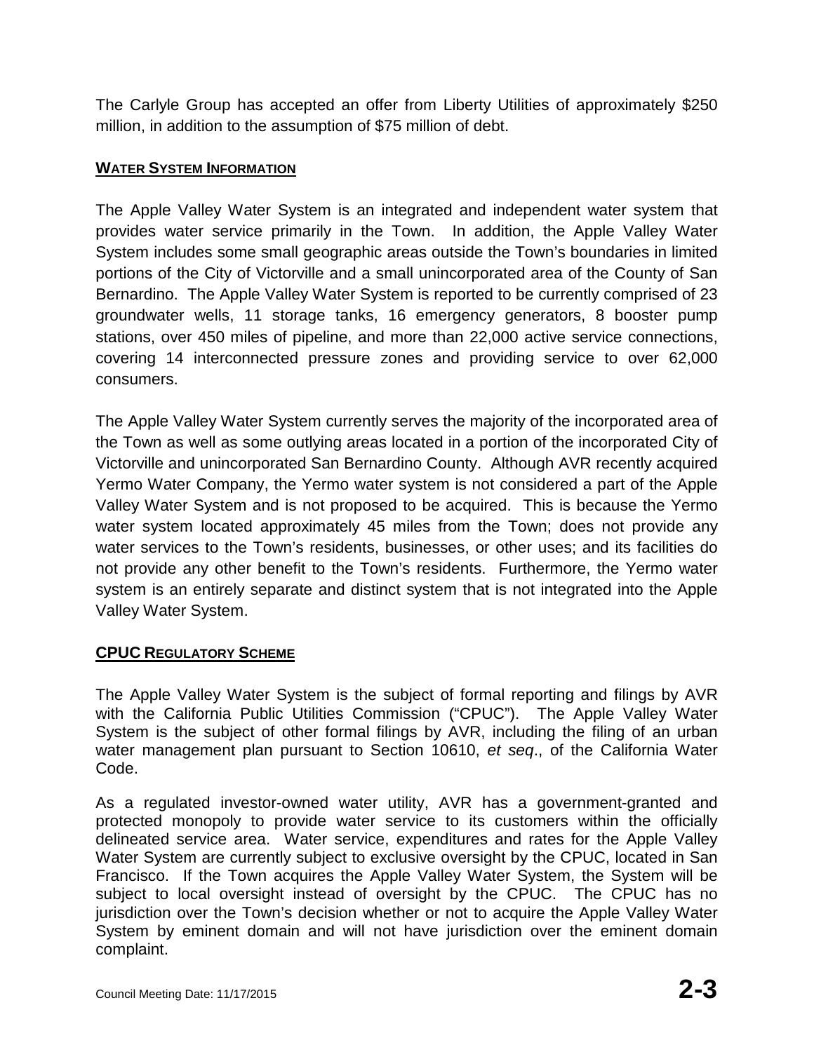The Carlyle Group has accepted an offer from Liberty Utilities of approximately $250 million, in addition to the assumption of $75 million of debt.

## WATER SYSTEM INFORMATION

The Apple Valley Water System is an integrated and independent water system that provides water service primarily in the Town. In addition, the Apple Valley Water System includes some small geographic areas outside the Town's boundaries in limited portions of the City of Victorville and a small unincorporated area of the County of San Bernardino. The Apple Valley Water System is reported to be currently comprised of 23 groundwater wells, 11 storage tanks, 16 emergency generators, 8 booster pump stations, over 450 miles of pipeline, and more than 22,000 active service connections, covering 14 interconnected pressure zones and providing service to over 62,000 consumers.

The Apple Valley Water System currently serves the majority of the incorporated area of the Town as well as some outlying areas located in a portion of the incorporated City of Victorville and unincorporated San Bernardino County. Although AVR recently acquired Yermo Water Company, the Yermo water system is not considered a part of the Apple Valley Water System and is not proposed to be acquired. This is because the Yermo water system located approximately 45 miles from the Town; does not provide any water services to the Town's residents, businesses, or other uses; and its facilities do not provide any other benefit to the Town's residents. Furthermore, the Yermo water system is an entirely separate and distinct system that is not integrated into the Apple Valley Water System.

## CPUC REGULATORY SCHEME

The Apple Valley Water System is the subject of formal reporting and filings by AVR with the California Public Utilities Commission ("CPUC"). The Apple Valley Water System is the subject of other formal filings by AVR, including the filing of an urban water management plan pursuant to Section 10610, *et seq*., of the California Water Code.

As a regulated investor-owned water utility, AVR has a government-granted and protected monopoly to provide water service to its customers within the officially delineated service area. Water service, expenditures and rates for the Apple Valley Water System are currently subject to exclusive oversight by the CPUC, located in San Francisco. If the Town acquires the Apple Valley Water System, the System will be subject to local oversight instead of oversight by the CPUC. The CPUC has no jurisdiction over the Town's decision whether or not to acquire the Apple Valley Water System by eminent domain and will not have jurisdiction over the eminent domain complaint.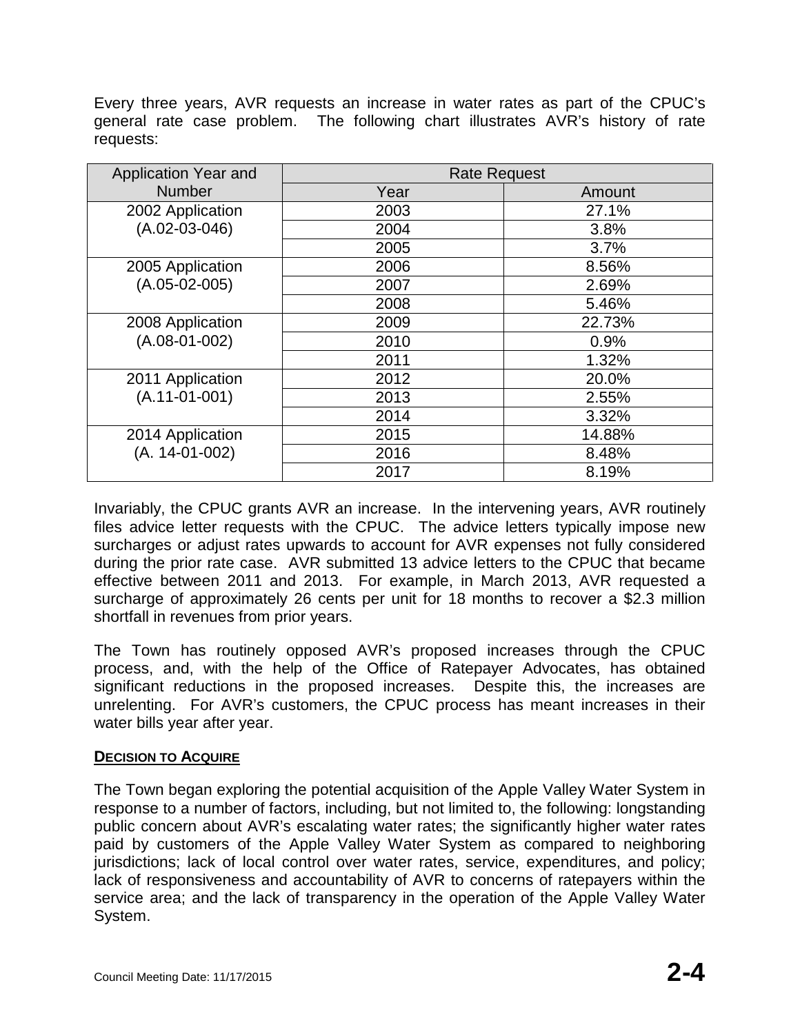Every three years, AVR requests an increase in water rates as part of the CPUC's general rate case problem. The following chart illustrates AVR's history of rate requests:

| Application Year and Number | Rate Request | |
|---|---|---|
| | Year | Amount |
| 2002 Application (A.02-03-046) | 2003 | 27.1% |
| | 2004 | 3.8% |
| | 2005 | 3.7% |
| 2005 Application (A.05-02-005) | 2006 | 8.56% |
| | 2007 | 2.69% |
| | 2008 | 5.46% |
| 2008 Application (A.08-01-002) | 2009 | 22.73% |
| | 2010 | 0.9% |
| | 2011 | 1.32% |
| 2011 Application (A.11-01-001) | 2012 | 20.0% |
| | 2013 | 2.55% |
| | 2014 | 3.32% |
| 2014 Application (A. 14-01-002) | 2015 | 14.88% |
| | 2016 | 8.48% |
| | 2017 | 8.19% |

Invariably, the CPUC grants AVR an increase. In the intervening years, AVR routinely files advice letter requests with the CPUC. The advice letters typically impose new surcharges or adjust rates upwards to account for AVR expenses not fully considered during the prior rate case. AVR submitted 13 advice letters to the CPUC that became effective between 2011 and 2013. For example, in March 2013, AVR requested a surcharge of approximately 26 cents per unit for 18 months to recover a $2.3 million shortfall in revenues from prior years.

The Town has routinely opposed AVR's proposed increases through the CPUC process, and, with the help of the Office of Ratepayer Advocates, has obtained significant reductions in the proposed increases. Despite this, the increases are unrelenting. For AVR's customers, the CPUC process has meant increases in their water bills year after year.

**DECISION TO ACQUIRE**

The Town began exploring the potential acquisition of the Apple Valley Water System in response to a number of factors, including, but not limited to, the following: longstanding public concern about AVR's escalating water rates; the significantly higher water rates paid by customers of the Apple Valley Water System as compared to neighboring jurisdictions; lack of local control over water rates, service, expenditures, and policy; lack of responsiveness and accountability of AVR to concerns of ratepayers within the service area; and the lack of transparency in the operation of the Apple Valley Water System.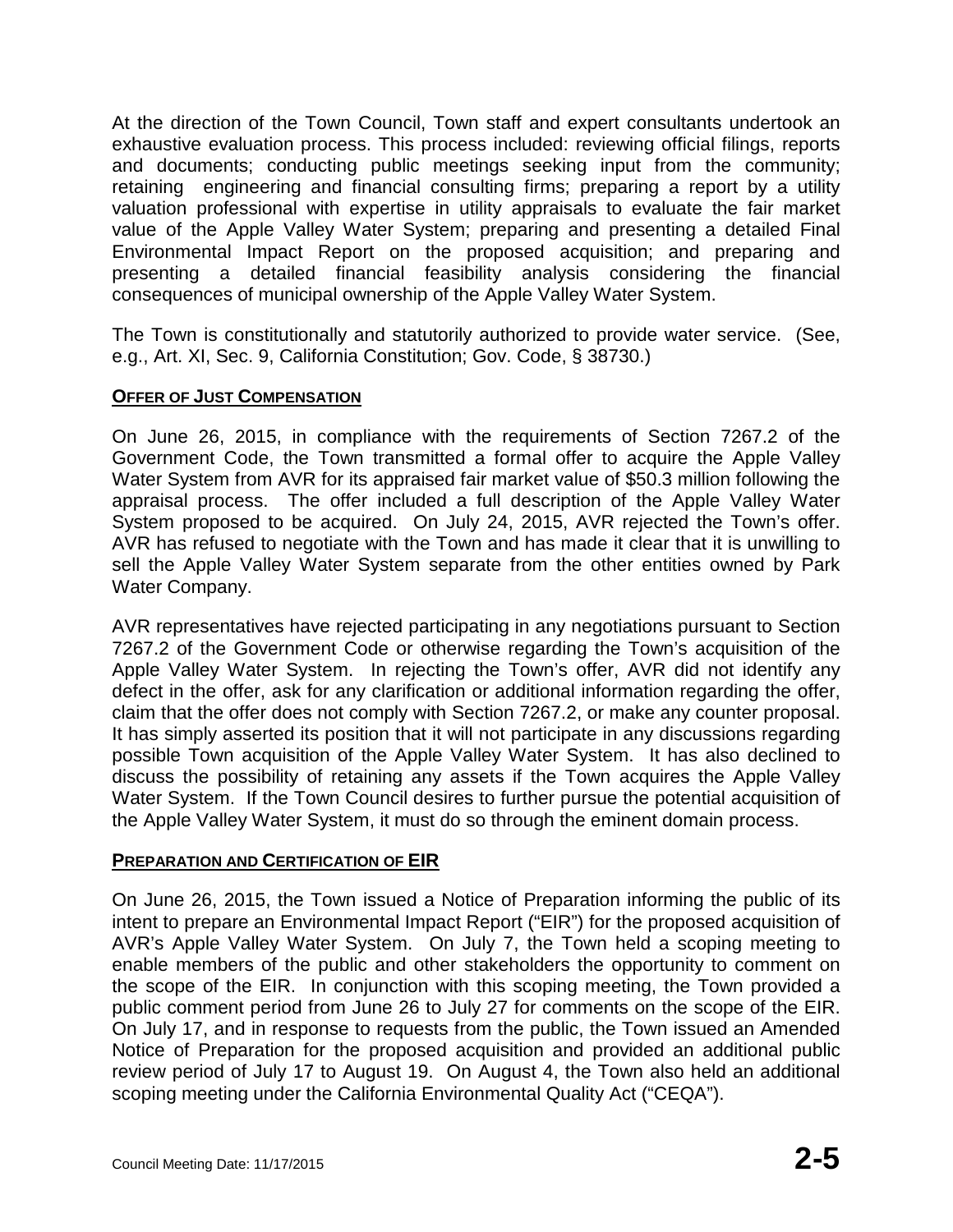At the direction of the Town Council, Town staff and expert consultants undertook an exhaustive evaluation process. This process included: reviewing official filings, reports and documents; conducting public meetings seeking input from the community; retaining engineering and financial consulting firms; preparing a report by a utility valuation professional with expertise in utility appraisals to evaluate the fair market value of the Apple Valley Water System; preparing and presenting a detailed Final Environmental Impact Report on the proposed acquisition; and preparing and presenting a detailed financial feasibility analysis considering the financial consequences of municipal ownership of the Apple Valley Water System.

The Town is constitutionally and statutorily authorized to provide water service. (See, e.g., Art. XI, Sec. 9, California Constitution; Gov. Code, § 38730.)

**OFFER OF JUST COMPENSATION**

On June 26, 2015, in compliance with the requirements of Section 7267.2 of the Government Code, the Town transmitted a formal offer to acquire the Apple Valley Water System from AVR for its appraised fair market value of $50.3 million following the appraisal process. The offer included a full description of the Apple Valley Water System proposed to be acquired. On July 24, 2015, AVR rejected the Town's offer. AVR has refused to negotiate with the Town and has made it clear that it is unwilling to sell the Apple Valley Water System separate from the other entities owned by Park Water Company.

AVR representatives have rejected participating in any negotiations pursuant to Section 7267.2 of the Government Code or otherwise regarding the Town's acquisition of the Apple Valley Water System. In rejecting the Town's offer, AVR did not identify any defect in the offer, ask for any clarification or additional information regarding the offer, claim that the offer does not comply with Section 7267.2, or make any counter proposal. It has simply asserted its position that it will not participate in any discussions regarding possible Town acquisition of the Apple Valley Water System. It has also declined to discuss the possibility of retaining any assets if the Town acquires the Apple Valley Water System. If the Town Council desires to further pursue the potential acquisition of the Apple Valley Water System, it must do so through the eminent domain process.

**PREPARATION AND CERTIFICATION OF EIR**

On June 26, 2015, the Town issued a Notice of Preparation informing the public of its intent to prepare an Environmental Impact Report ("EIR") for the proposed acquisition of AVR's Apple Valley Water System. On July 7, the Town held a scoping meeting to enable members of the public and other stakeholders the opportunity to comment on the scope of the EIR. In conjunction with this scoping meeting, the Town provided a public comment period from June 26 to July 27 for comments on the scope of the EIR. On July 17, and in response to requests from the public, the Town issued an Amended Notice of Preparation for the proposed acquisition and provided an additional public review period of July 17 to August 19. On August 4, the Town also held an additional scoping meeting under the California Environmental Quality Act ("CEQA").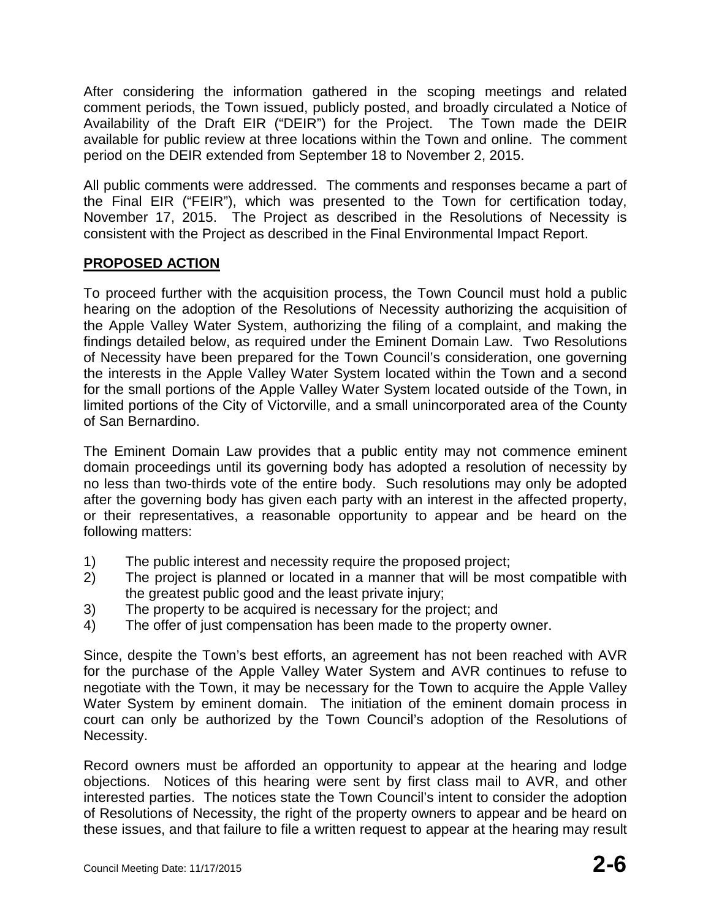After considering the information gathered in the scoping meetings and related comment periods, the Town issued, publicly posted, and broadly circulated a Notice of Availability of the Draft EIR ("DEIR") for the Project. The Town made the DEIR available for public review at three locations within the Town and online. The comment period on the DEIR extended from September 18 to November 2, 2015.

All public comments were addressed. The comments and responses became a part of the Final EIR ("FEIR"), which was presented to the Town for certification today, November 17, 2015. The Project as described in the Resolutions of Necessity is consistent with the Project as described in the Final Environmental Impact Report.

## PROPOSED ACTION

To proceed further with the acquisition process, the Town Council must hold a public hearing on the adoption of the Resolutions of Necessity authorizing the acquisition of the Apple Valley Water System, authorizing the filing of a complaint, and making the findings detailed below, as required under the Eminent Domain Law. Two Resolutions of Necessity have been prepared for the Town Council's consideration, one governing the interests in the Apple Valley Water System located within the Town and a second for the small portions of the Apple Valley Water System located outside of the Town, in limited portions of the City of Victorville, and a small unincorporated area of the County of San Bernardino.

The Eminent Domain Law provides that a public entity may not commence eminent domain proceedings until its governing body has adopted a resolution of necessity by no less than two-thirds vote of the entire body. Such resolutions may only be adopted after the governing body has given each party with an interest in the affected property, or their representatives, a reasonable opportunity to appear and be heard on the following matters:

1) The public interest and necessity require the proposed project;
2) The project is planned or located in a manner that will be most compatible with the greatest public good and the least private injury;
3) The property to be acquired is necessary for the project; and
4) The offer of just compensation has been made to the property owner.

Since, despite the Town's best efforts, an agreement has not been reached with AVR for the purchase of the Apple Valley Water System and AVR continues to refuse to negotiate with the Town, it may be necessary for the Town to acquire the Apple Valley Water System by eminent domain. The initiation of the eminent domain process in court can only be authorized by the Town Council's adoption of the Resolutions of Necessity.

Record owners must be afforded an opportunity to appear at the hearing and lodge objections. Notices of this hearing were sent by first class mail to AVR, and other interested parties. The notices state the Town Council's intent to consider the adoption of Resolutions of Necessity, the right of the property owners to appear and be heard on these issues, and that failure to file a written request to appear at the hearing may result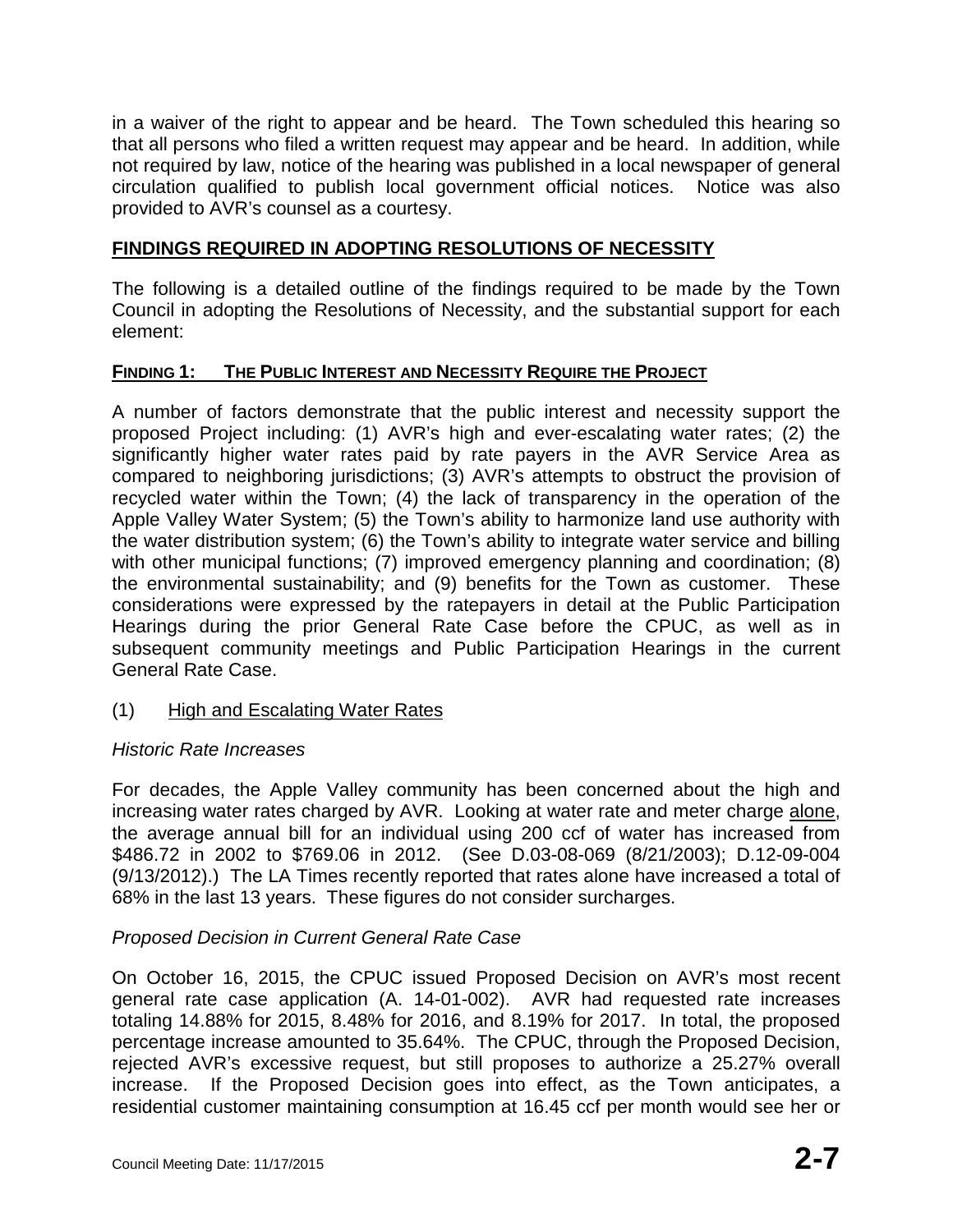in a waiver of the right to appear and be heard. The Town scheduled this hearing so that all persons who filed a written request may appear and be heard. In addition, while not required by law, notice of the hearing was published in a local newspaper of general circulation qualified to publish local government official notices. Notice was also provided to AVR's counsel as a courtesy.

## FINDINGS REQUIRED IN ADOPTING RESOLUTIONS OF NECESSITY

The following is a detailed outline of the findings required to be made by the Town Council in adopting the Resolutions of Necessity, and the substantial support for each element:

### FINDING 1: THE PUBLIC INTEREST AND NECESSITY REQUIRE THE PROJECT

A number of factors demonstrate that the public interest and necessity support the proposed Project including: (1) AVR's high and ever-escalating water rates; (2) the significantly higher water rates paid by rate payers in the AVR Service Area as compared to neighboring jurisdictions; (3) AVR's attempts to obstruct the provision of recycled water within the Town; (4) the lack of transparency in the operation of the Apple Valley Water System; (5) the Town's ability to harmonize land use authority with the water distribution system; (6) the Town's ability to integrate water service and billing with other municipal functions; (7) improved emergency planning and coordination; (8) the environmental sustainability; and (9) benefits for the Town as customer. These considerations were expressed by the ratepayers in detail at the Public Participation Hearings during the prior General Rate Case before the CPUC, as well as in subsequent community meetings and Public Participation Hearings in the current General Rate Case.

(1) High and Escalating Water Rates

*Historic Rate Increases*

For decades, the Apple Valley community has been concerned about the high and increasing water rates charged by AVR. Looking at water rate and meter charge alone, the average annual bill for an individual using 200 ccf of water has increased from \$486.72 in 2002 to \$769.06 in 2012. (See D.03-08-069 (8/21/2003); D.12-09-004 (9/13/2012).) The LA Times recently reported that rates alone have increased a total of 68% in the last 13 years. These figures do not consider surcharges.

*Proposed Decision in Current General Rate Case*

On October 16, 2015, the CPUC issued Proposed Decision on AVR's most recent general rate case application (A. 14-01-002). AVR had requested rate increases totaling 14.88% for 2015, 8.48% for 2016, and 8.19% for 2017. In total, the proposed percentage increase amounted to 35.64%. The CPUC, through the Proposed Decision, rejected AVR's excessive request, but still proposes to authorize a 25.27% overall increase. If the Proposed Decision goes into effect, as the Town anticipates, a residential customer maintaining consumption at 16.45 ccf per month would see her or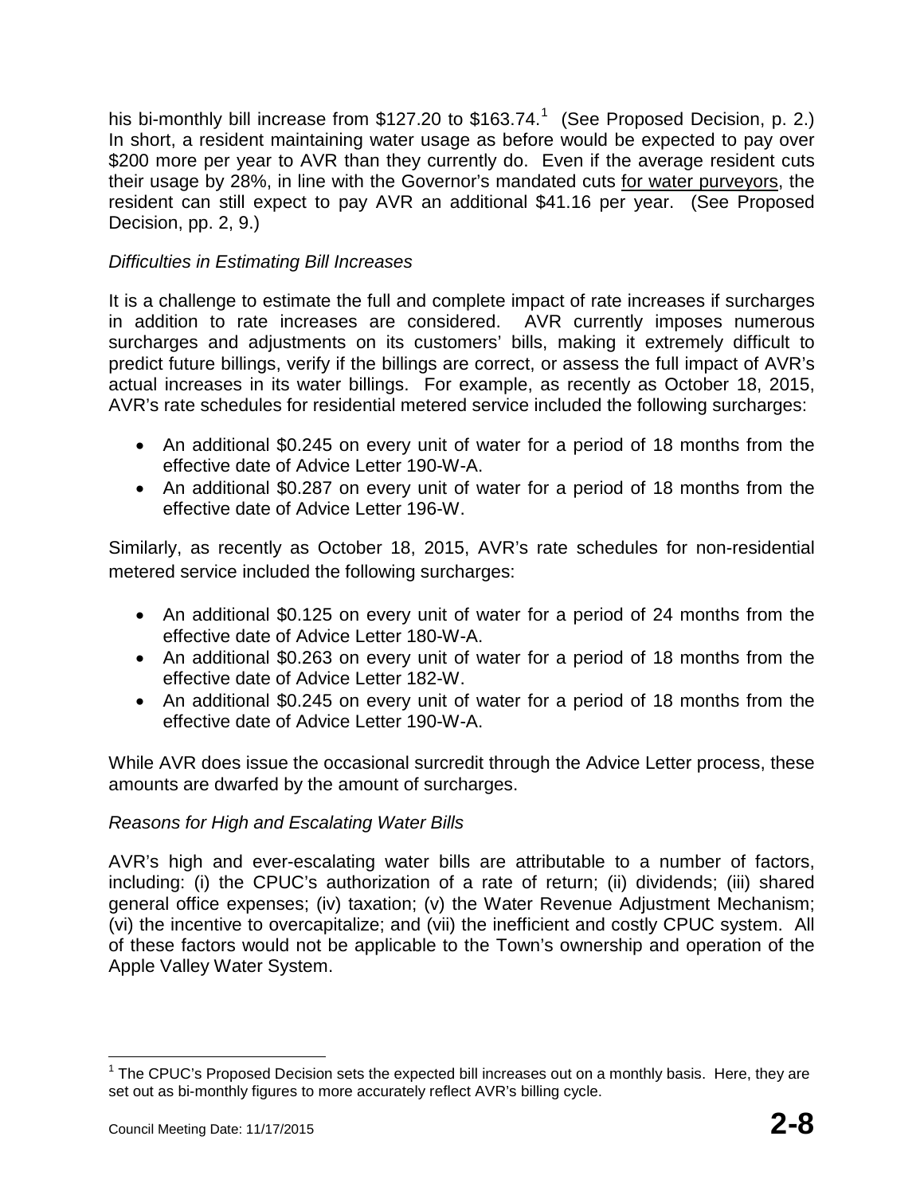his bi-monthly bill increase from $127.20 to $163.74.[1] (See Proposed Decision, p. 2.) In short, a resident maintaining water usage as before would be expected to pay over $200 more per year to AVR than they currently do. Even if the average resident cuts their usage by 28%, in line with the Governor's mandated cuts for water purveyors, the resident can still expect to pay AVR an additional $41.16 per year. (See Proposed Decision, pp. 2, 9.)

*Difficulties in Estimating Bill Increases*

It is a challenge to estimate the full and complete impact of rate increases if surcharges in addition to rate increases are considered. AVR currently imposes numerous surcharges and adjustments on its customers' bills, making it extremely difficult to predict future billings, verify if the billings are correct, or assess the full impact of AVR's actual increases in its water billings. For example, as recently as October 18, 2015, AVR's rate schedules for residential metered service included the following surcharges:

- An additional $0.245 on every unit of water for a period of 18 months from the effective date of Advice Letter 190-W-A.
- An additional $0.287 on every unit of water for a period of 18 months from the effective date of Advice Letter 196-W.

Similarly, as recently as October 18, 2015, AVR's rate schedules for non-residential metered service included the following surcharges:

- An additional $0.125 on every unit of water for a period of 24 months from the effective date of Advice Letter 180-W-A.
- An additional $0.263 on every unit of water for a period of 18 months from the effective date of Advice Letter 182-W.
- An additional $0.245 on every unit of water for a period of 18 months from the effective date of Advice Letter 190-W-A.

While AVR does issue the occasional surcredit through the Advice Letter process, these amounts are dwarfed by the amount of surcharges.

*Reasons for High and Escalating Water Bills*

AVR's high and ever-escalating water bills are attributable to a number of factors, including: (i) the CPUC's authorization of a rate of return; (ii) dividends; (iii) shared general office expenses; (iv) taxation; (v) the Water Revenue Adjustment Mechanism; (vi) the incentive to overcapitalize; and (vii) the inefficient and costly CPUC system. All of these factors would not be applicable to the Town's ownership and operation of the Apple Valley Water System.

[1] The CPUC's Proposed Decision sets the expected bill increases out on a monthly basis. Here, they are set out as bi-monthly figures to more accurately reflect AVR's billing cycle.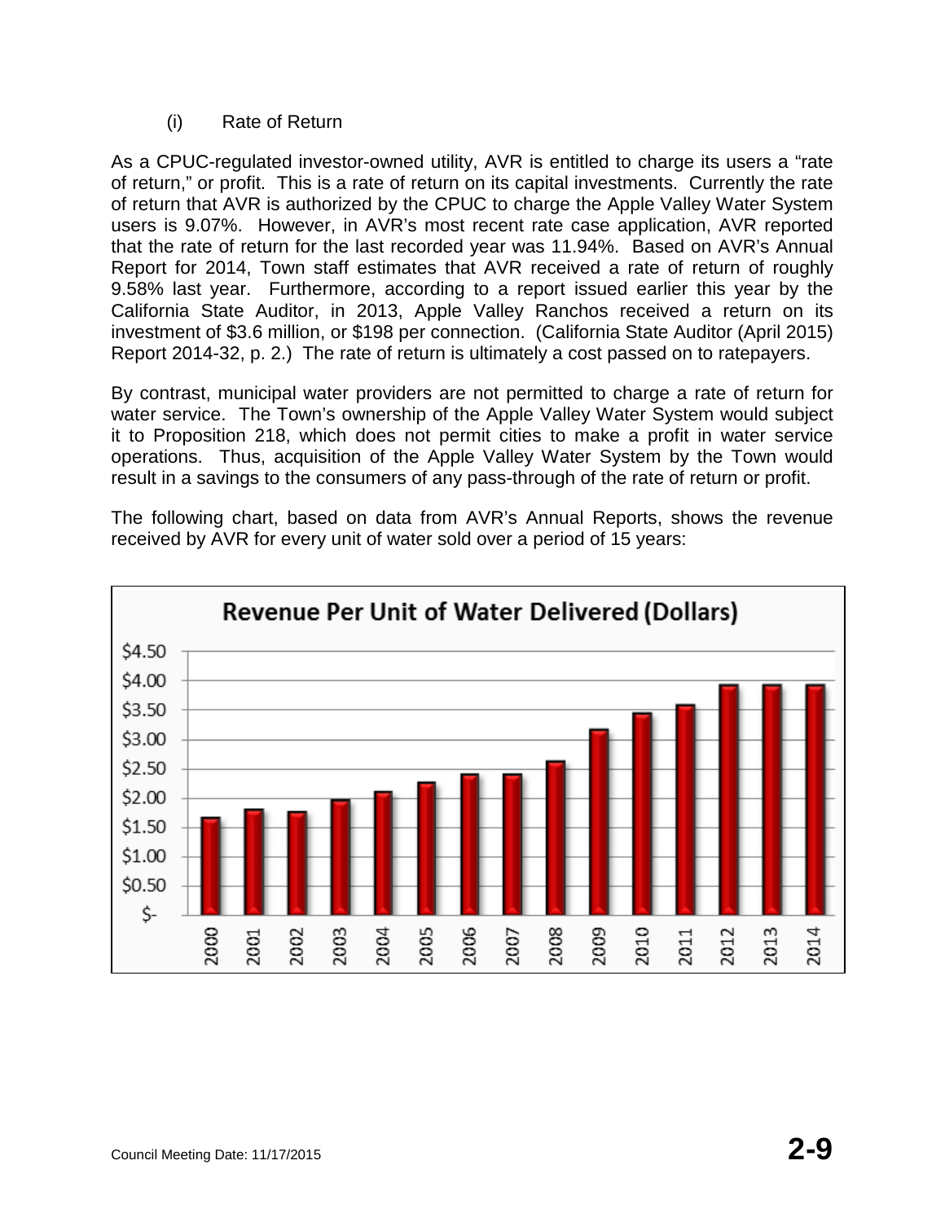(i) Rate of Return

As a CPUC-regulated investor-owned utility, AVR is entitled to charge its users a "rate of return," or profit. This is a rate of return on its capital investments. Currently the rate of return that AVR is authorized by the CPUC to charge the Apple Valley Water System users is 9.07%. However, in AVR's most recent rate case application, AVR reported that the rate of return for the last recorded year was 11.94%. Based on AVR's Annual Report for 2014, Town staff estimates that AVR received a rate of return of roughly 9.58% last year. Furthermore, according to a report issued earlier this year by the California State Auditor, in 2013, Apple Valley Ranchos received a return on its investment of $3.6 million, or $198 per connection. (California State Auditor (April 2015) Report 2014-32, p. 2.) The rate of return is ultimately a cost passed on to ratepayers.

By contrast, municipal water providers are not permitted to charge a rate of return for water service. The Town's ownership of the Apple Valley Water System would subject it to Proposition 218, which does not permit cities to make a profit in water service operations. Thus, acquisition of the Apple Valley Water System by the Town would result in a savings to the consumers of any pass-through of the rate of return or profit.

The following chart, based on data from AVR's Annual Reports, shows the revenue received by AVR for every unit of water sold over a period of 15 years:

**Revenue Per Unit of Water Delivered (Dollars)**

| Year | Revenue per unit (approx.) |
|---|---|
| 2000 | $1.65 |
| 2001 | $1.80 |
| 2002 | $1.76 |
| 2003 | $1.96 |
| 2004 | $2.10 |
| 2005 | $2.26 |
| 2006 | $2.40 |
| 2007 | $2.40 |
| 2008 | $2.62 |
| 2009 | $3.16 |
| 2010 | $3.44 |
| 2011 | $3.58 |
| 2012 | $3.92 |
| 2013 | $3.92 |
| 2014 | $3.92 |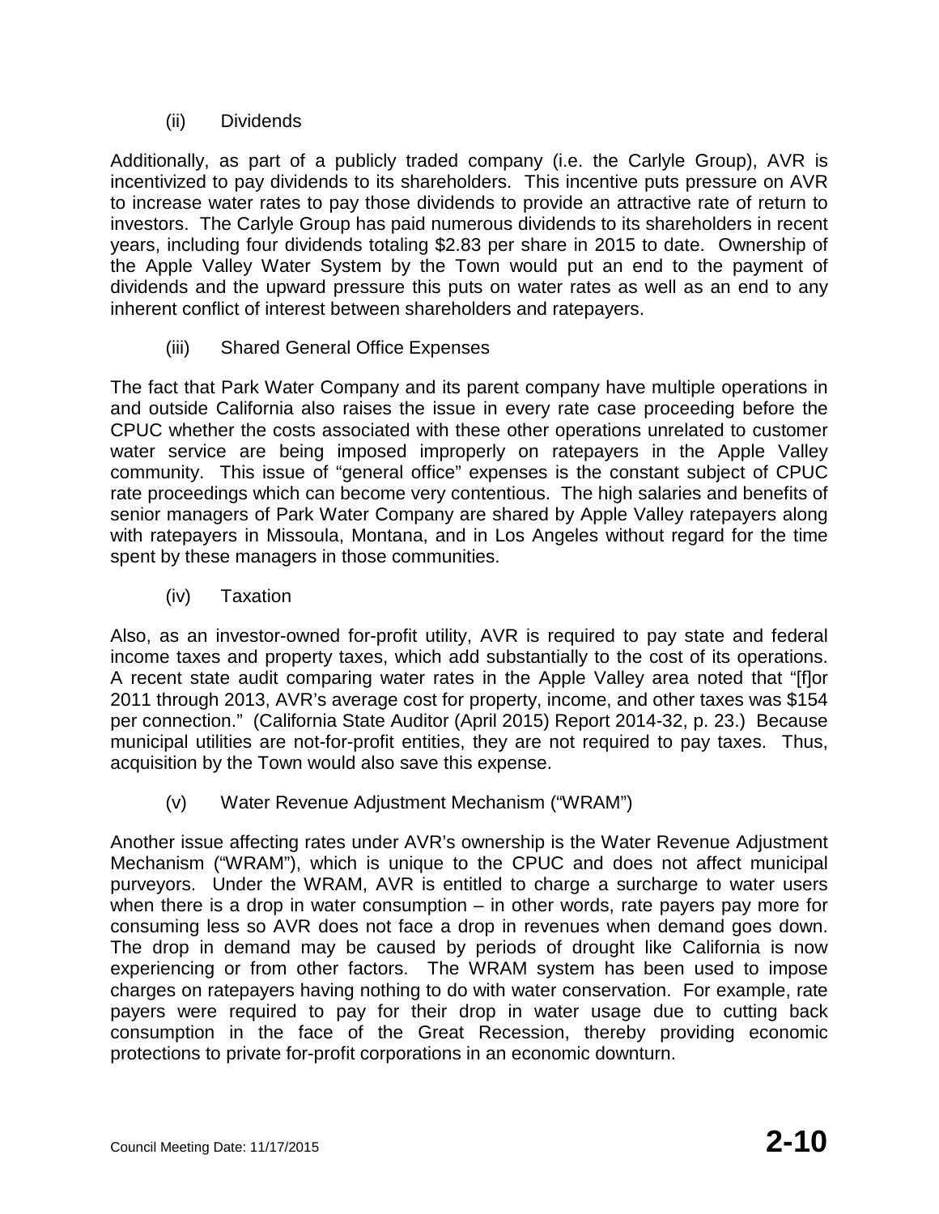(ii) Dividends

Additionally, as part of a publicly traded company (i.e. the Carlyle Group), AVR is incentivized to pay dividends to its shareholders. This incentive puts pressure on AVR to increase water rates to pay those dividends to provide an attractive rate of return to investors. The Carlyle Group has paid numerous dividends to its shareholders in recent years, including four dividends totaling $2.83 per share in 2015 to date. Ownership of the Apple Valley Water System by the Town would put an end to the payment of dividends and the upward pressure this puts on water rates as well as an end to any inherent conflict of interest between shareholders and ratepayers.

(iii) Shared General Office Expenses

The fact that Park Water Company and its parent company have multiple operations in and outside California also raises the issue in every rate case proceeding before the CPUC whether the costs associated with these other operations unrelated to customer water service are being imposed improperly on ratepayers in the Apple Valley community. This issue of "general office" expenses is the constant subject of CPUC rate proceedings which can become very contentious. The high salaries and benefits of senior managers of Park Water Company are shared by Apple Valley ratepayers along with ratepayers in Missoula, Montana, and in Los Angeles without regard for the time spent by these managers in those communities.

(iv) Taxation

Also, as an investor-owned for-profit utility, AVR is required to pay state and federal income taxes and property taxes, which add substantially to the cost of its operations. A recent state audit comparing water rates in the Apple Valley area noted that "[f]or 2011 through 2013, AVR's average cost for property, income, and other taxes was $154 per connection." (California State Auditor (April 2015) Report 2014-32, p. 23.) Because municipal utilities are not-for-profit entities, they are not required to pay taxes. Thus, acquisition by the Town would also save this expense.

(v) Water Revenue Adjustment Mechanism ("WRAM")

Another issue affecting rates under AVR's ownership is the Water Revenue Adjustment Mechanism ("WRAM"), which is unique to the CPUC and does not affect municipal purveyors. Under the WRAM, AVR is entitled to charge a surcharge to water users when there is a drop in water consumption – in other words, rate payers pay more for consuming less so AVR does not face a drop in revenues when demand goes down. The drop in demand may be caused by periods of drought like California is now experiencing or from other factors. The WRAM system has been used to impose charges on ratepayers having nothing to do with water conservation. For example, rate payers were required to pay for their drop in water usage due to cutting back consumption in the face of the Great Recession, thereby providing economic protections to private for-profit corporations in an economic downturn.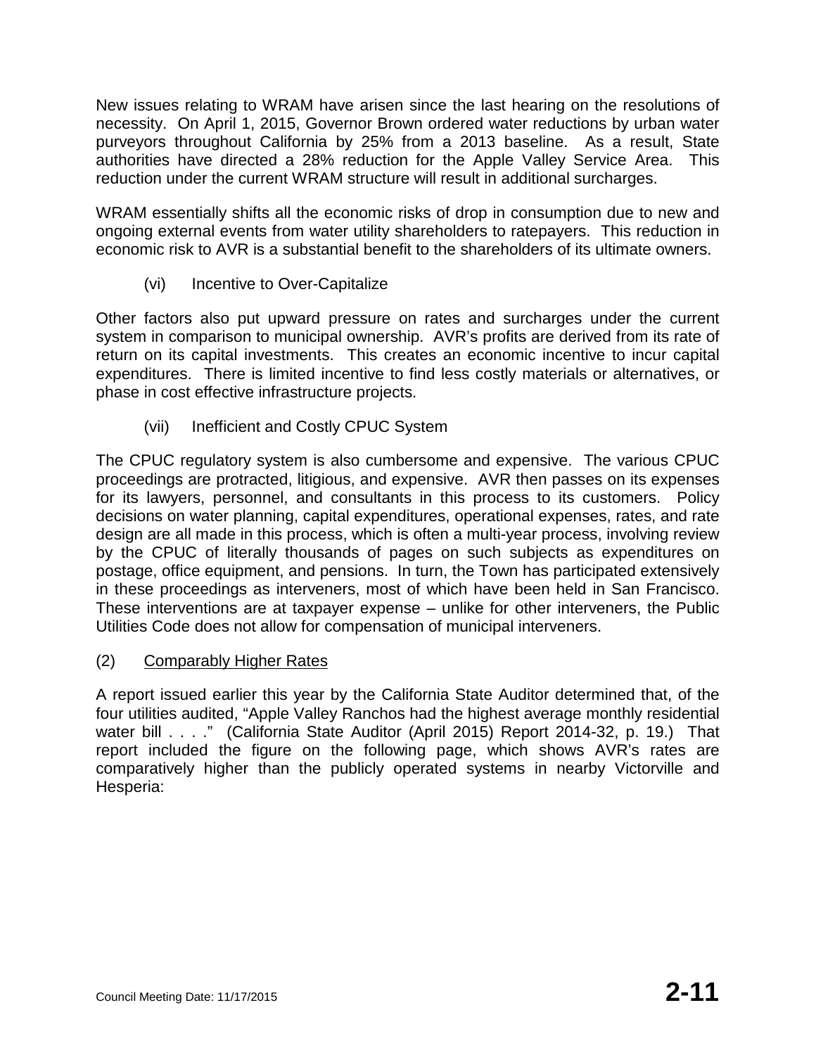New issues relating to WRAM have arisen since the last hearing on the resolutions of necessity. On April 1, 2015, Governor Brown ordered water reductions by urban water purveyors throughout California by 25% from a 2013 baseline. As a result, State authorities have directed a 28% reduction for the Apple Valley Service Area. This reduction under the current WRAM structure will result in additional surcharges.

WRAM essentially shifts all the economic risks of drop in consumption due to new and ongoing external events from water utility shareholders to ratepayers. This reduction in economic risk to AVR is a substantial benefit to the shareholders of its ultimate owners.

(vi) Incentive to Over-Capitalize

Other factors also put upward pressure on rates and surcharges under the current system in comparison to municipal ownership. AVR's profits are derived from its rate of return on its capital investments. This creates an economic incentive to incur capital expenditures. There is limited incentive to find less costly materials or alternatives, or phase in cost effective infrastructure projects.

(vii) Inefficient and Costly CPUC System

The CPUC regulatory system is also cumbersome and expensive. The various CPUC proceedings are protracted, litigious, and expensive. AVR then passes on its expenses for its lawyers, personnel, and consultants in this process to its customers. Policy decisions on water planning, capital expenditures, operational expenses, rates, and rate design are all made in this process, which is often a multi-year process, involving review by the CPUC of literally thousands of pages on such subjects as expenditures on postage, office equipment, and pensions. In turn, the Town has participated extensively in these proceedings as interveners, most of which have been held in San Francisco. These interventions are at taxpayer expense – unlike for other interveners, the Public Utilities Code does not allow for compensation of municipal interveners.

(2) <u>Comparably Higher Rates</u>

A report issued earlier this year by the California State Auditor determined that, of the four utilities audited, "Apple Valley Ranchos had the highest average monthly residential water bill . . . ." (California State Auditor (April 2015) Report 2014-32, p. 19.) That report included the figure on the following page, which shows AVR's rates are comparatively higher than the publicly operated systems in nearby Victorville and Hesperia: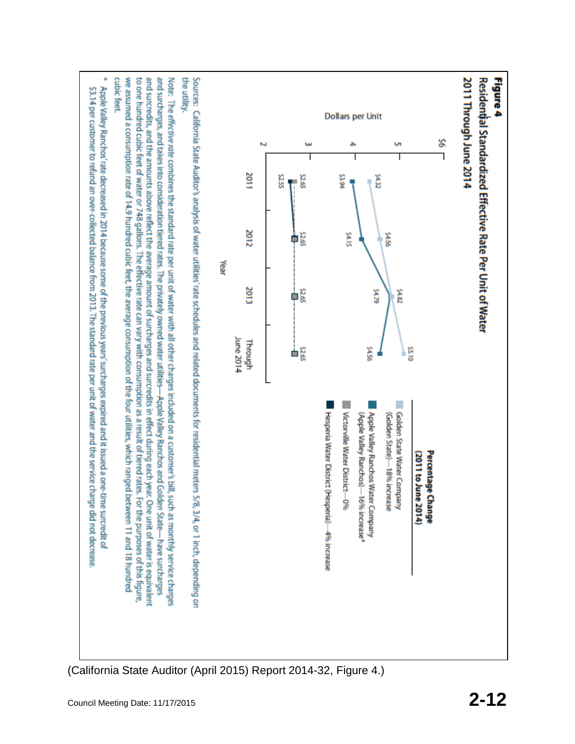**Figure 4**

**Residential Standardized Effective Rate Per Unit of Water 2011 Through June 2014**

| Utility | 2011 | 2012 | 2013 | Through June 2014 |
|---|---|---|---|---|
| Golden State Water Company (Golden State)—18% increase | $4.32 | $4.56 | $4.82 | $5.10 |
| Apple Valley Ranchos Water Company (Apple Valley Ranchos)—16% increase* | $3.94 | $4.15 | $4.79 | $4.56 |
| Victorville Water District—0% | $2.65 | $2.65 | $2.65 | $2.65 |
| Hesperia Water District (Hesperia)—4% increase | $2.55 | $2.65 | $2.65 | $2.65 |

Dollars per Unit; Year. Percentage Change (2011 to June 2014).

Sources: California State Auditor's analysis of water utilities' rate schedules and related documents for residential meters 5/8, 3/4, or 1 inch, depending on the utility.

Note: The *effective rate* combines the standard rate per unit of water with all other charges included on a customer's bill, such as monthly service charges and surcharges, and takes into consideration tiered rates. The privately owned water utilities—Apple Valley Ranchos and Golden State—have surcharges and surcredits, and the amounts above reflect the average amount of surcharges and surcredits in effect during each year. One unit of water is equivalent to one hundred cubic feet of water or 748 gallons. The effective rate can vary with consumption as a result of tiered rates. For the purposes of this figure, we assumed a consumption rate of 14.9 hundred cubic feet, the average consumption of the four utilities, which ranged between 11 and 18 hundred cubic feet.

\* Apple Valley Ranchos' rate decreased in 2014 because some of the previous years' surcharges expired and it issued a one-time surcredit of $3.14 per customer to refund an over-collected balance from 2013. The standard rate per unit of water and the service charge did not decrease.

(California State Auditor (April 2015) Report 2014-32, Figure 4.)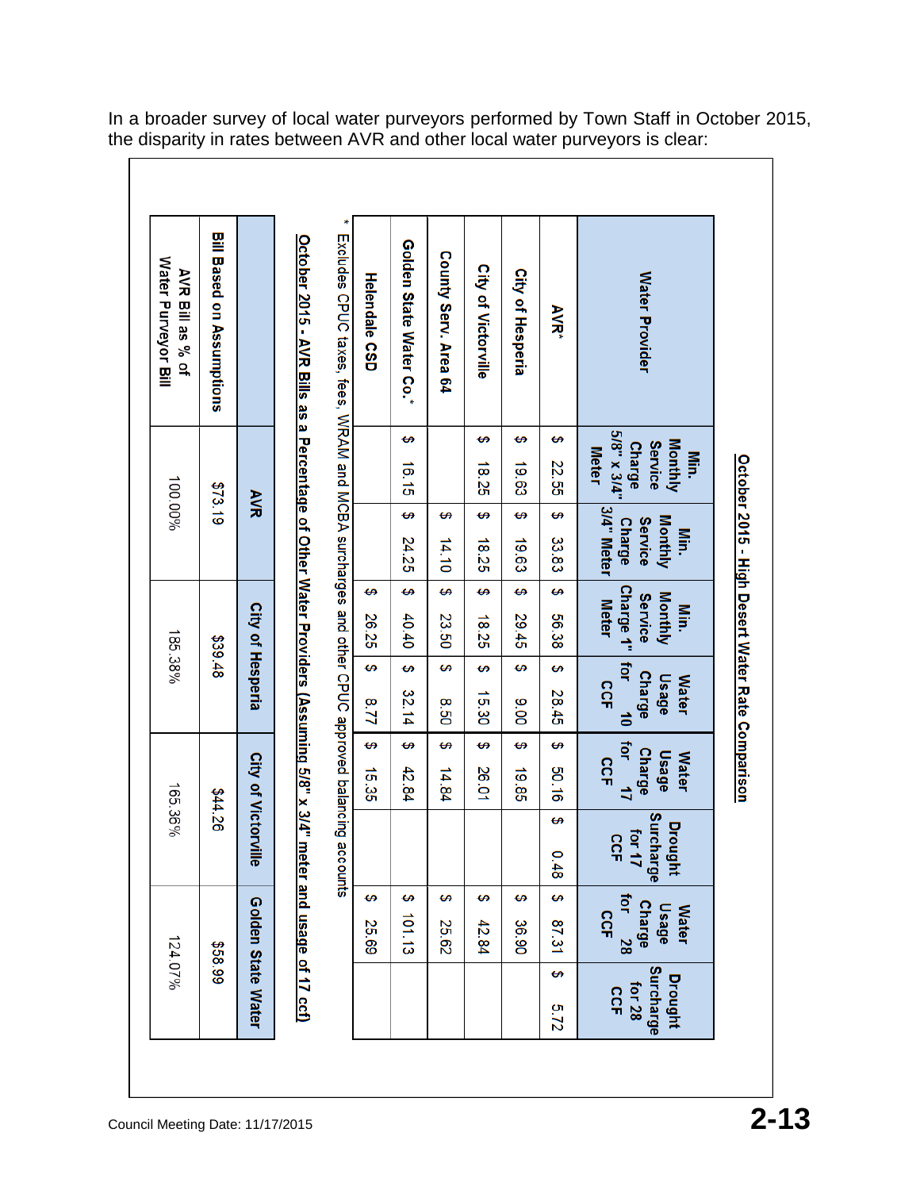In a broader survey of local water purveyors performed by Town Staff in October 2015, the disparity in rates between AVR and other local water purveyors is clear:

**October 2015 - High Desert Water Rate Comparison**

| Water Provider | Min. Monthly Service Charge 5/8" x 3/4" Meter | Min. Monthly Service Charge 3/4" Meter | Min. Monthly Service Charge 1" Meter | Water Usage Charge for 10 CCF | Water Usage Charge for 17 CCF | Drought Surcharge for 17 CCF | Water Usage Charge for 28 CCF | Drought Surcharge for 28 CCF |
|---|---|---|---|---|---|---|---|---|
| AVR* | $ 22.55 | $ 33.83 | $ 56.38 | $ 28.45 | $ 50.16 | $ 0.48 | $ 87.31 | $ 5.72 |
| City of Hesperia | $ 19.63 | $ 19.63 | $ 29.45 | $ 9.00 | $ 19.85 | | $ 36.90 | |
| City of Victorville | $ 18.25 | $ 18.25 | $ 18.25 | $ 15.30 | $ 26.01 | | $ 42.84 | |
| County Serv. Area 64 | | $ 14.10 | $ 23.50 | $ 8.50 | $ 14.84 | | $ 25.62 | |
| Golden State Water Co.* | $ 16.15 | $ 24.25 | $ 40.40 | $ 32.14 | $ 42.84 | | $ 101.13 | |
| Helendale CSD | | | $ 26.25 | $ 8.77 | $ 15.35 | | $ 25.69 | |

* Excludes CPUC taxes, fees, WRAM and MCBA surcharges and other CPUC approved balancing accounts

**October 2015 - AVR Bills as a Percentage of Other Water Providers (Assuming 5/8" x 3/4" meter and usage of 17 ccf)**

| | AVR | City of Hesperia | City of Victorville | Golden State Water |
|---|---|---|---|---|
| Bill Based on Assumptions | $73.19 | $39.48 | $44.26 | $58.99 |
| AVR Bill as % of Water Purveyor Bill | 100.00% | 185.38% | 165.36% | 124.07% |

Council Meeting Date: 11/17/2015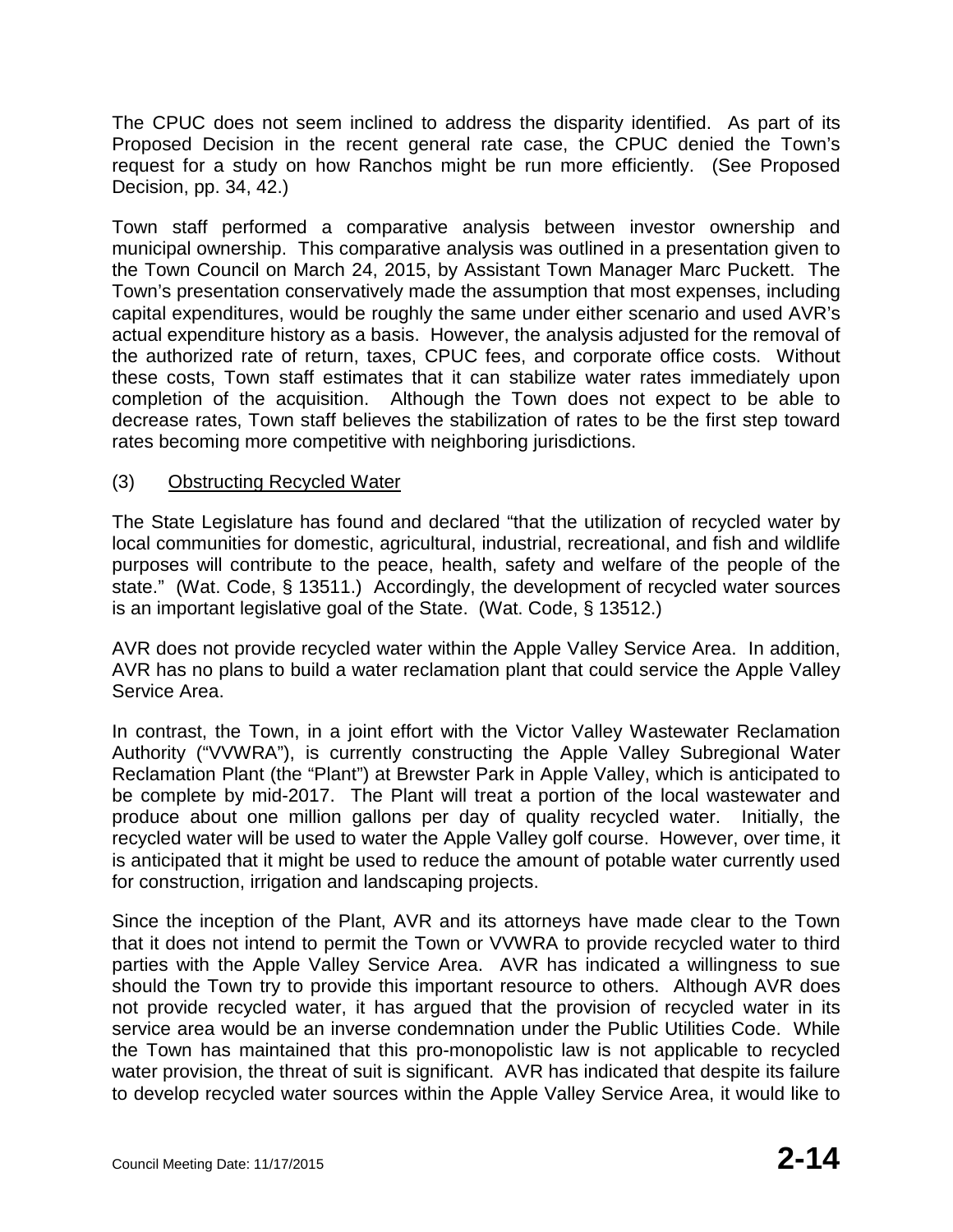The CPUC does not seem inclined to address the disparity identified. As part of its Proposed Decision in the recent general rate case, the CPUC denied the Town's request for a study on how Ranchos might be run more efficiently. (See Proposed Decision, pp. 34, 42.)

Town staff performed a comparative analysis between investor ownership and municipal ownership. This comparative analysis was outlined in a presentation given to the Town Council on March 24, 2015, by Assistant Town Manager Marc Puckett. The Town's presentation conservatively made the assumption that most expenses, including capital expenditures, would be roughly the same under either scenario and used AVR's actual expenditure history as a basis. However, the analysis adjusted for the removal of the authorized rate of return, taxes, CPUC fees, and corporate office costs. Without these costs, Town staff estimates that it can stabilize water rates immediately upon completion of the acquisition. Although the Town does not expect to be able to decrease rates, Town staff believes the stabilization of rates to be the first step toward rates becoming more competitive with neighboring jurisdictions.

(3) <u>Obstructing Recycled Water</u>

The State Legislature has found and declared "that the utilization of recycled water by local communities for domestic, agricultural, industrial, recreational, and fish and wildlife purposes will contribute to the peace, health, safety and welfare of the people of the state." (Wat. Code, § 13511.) Accordingly, the development of recycled water sources is an important legislative goal of the State. (Wat. Code, § 13512.)

AVR does not provide recycled water within the Apple Valley Service Area. In addition, AVR has no plans to build a water reclamation plant that could service the Apple Valley Service Area.

In contrast, the Town, in a joint effort with the Victor Valley Wastewater Reclamation Authority ("VVWRA"), is currently constructing the Apple Valley Subregional Water Reclamation Plant (the "Plant") at Brewster Park in Apple Valley, which is anticipated to be complete by mid-2017. The Plant will treat a portion of the local wastewater and produce about one million gallons per day of quality recycled water. Initially, the recycled water will be used to water the Apple Valley golf course. However, over time, it is anticipated that it might be used to reduce the amount of potable water currently used for construction, irrigation and landscaping projects.

Since the inception of the Plant, AVR and its attorneys have made clear to the Town that it does not intend to permit the Town or VVWRA to provide recycled water to third parties with the Apple Valley Service Area. AVR has indicated a willingness to sue should the Town try to provide this important resource to others. Although AVR does not provide recycled water, it has argued that the provision of recycled water in its service area would be an inverse condemnation under the Public Utilities Code. While the Town has maintained that this pro-monopolistic law is not applicable to recycled water provision, the threat of suit is significant. AVR has indicated that despite its failure to develop recycled water sources within the Apple Valley Service Area, it would like to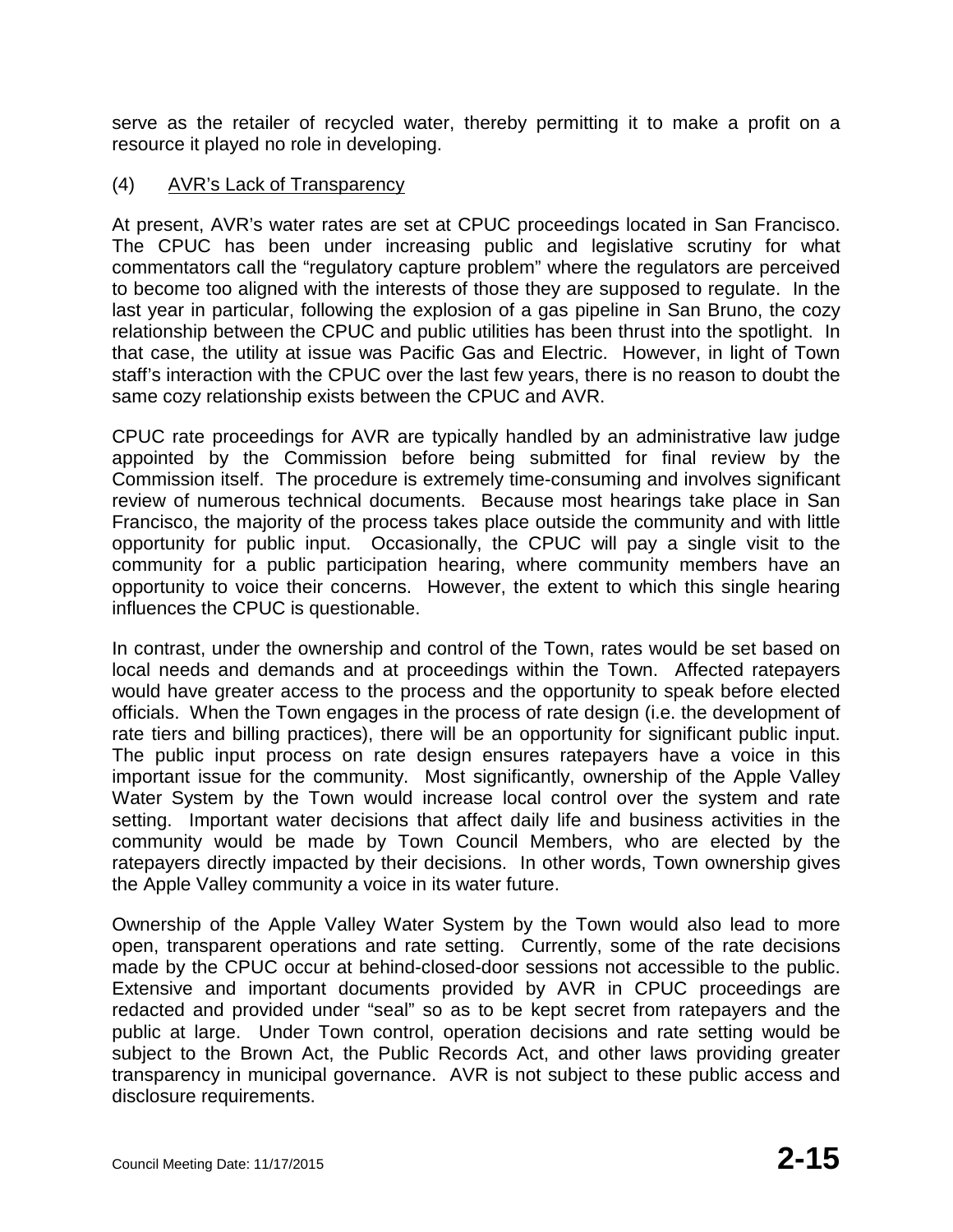serve as the retailer of recycled water, thereby permitting it to make a profit on a resource it played no role in developing.

(4) AVR's Lack of Transparency

At present, AVR's water rates are set at CPUC proceedings located in San Francisco. The CPUC has been under increasing public and legislative scrutiny for what commentators call the "regulatory capture problem" where the regulators are perceived to become too aligned with the interests of those they are supposed to regulate. In the last year in particular, following the explosion of a gas pipeline in San Bruno, the cozy relationship between the CPUC and public utilities has been thrust into the spotlight. In that case, the utility at issue was Pacific Gas and Electric. However, in light of Town staff's interaction with the CPUC over the last few years, there is no reason to doubt the same cozy relationship exists between the CPUC and AVR.

CPUC rate proceedings for AVR are typically handled by an administrative law judge appointed by the Commission before being submitted for final review by the Commission itself. The procedure is extremely time-consuming and involves significant review of numerous technical documents. Because most hearings take place in San Francisco, the majority of the process takes place outside the community and with little opportunity for public input. Occasionally, the CPUC will pay a single visit to the community for a public participation hearing, where community members have an opportunity to voice their concerns. However, the extent to which this single hearing influences the CPUC is questionable.

In contrast, under the ownership and control of the Town, rates would be set based on local needs and demands and at proceedings within the Town. Affected ratepayers would have greater access to the process and the opportunity to speak before elected officials. When the Town engages in the process of rate design (i.e. the development of rate tiers and billing practices), there will be an opportunity for significant public input. The public input process on rate design ensures ratepayers have a voice in this important issue for the community. Most significantly, ownership of the Apple Valley Water System by the Town would increase local control over the system and rate setting. Important water decisions that affect daily life and business activities in the community would be made by Town Council Members, who are elected by the ratepayers directly impacted by their decisions. In other words, Town ownership gives the Apple Valley community a voice in its water future.

Ownership of the Apple Valley Water System by the Town would also lead to more open, transparent operations and rate setting. Currently, some of the rate decisions made by the CPUC occur at behind-closed-door sessions not accessible to the public. Extensive and important documents provided by AVR in CPUC proceedings are redacted and provided under "seal" so as to be kept secret from ratepayers and the public at large. Under Town control, operation decisions and rate setting would be subject to the Brown Act, the Public Records Act, and other laws providing greater transparency in municipal governance. AVR is not subject to these public access and disclosure requirements.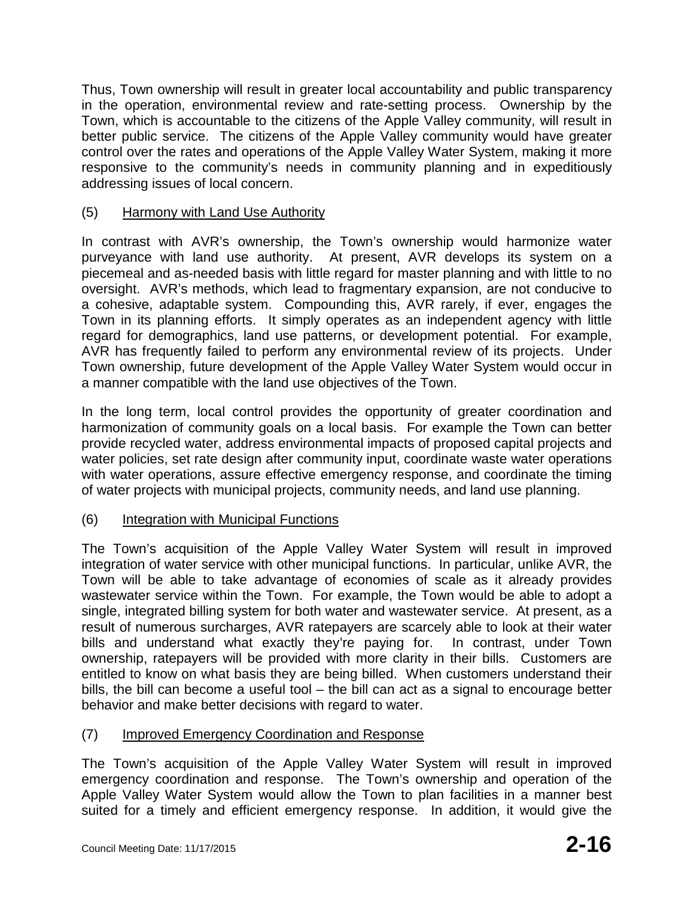Thus, Town ownership will result in greater local accountability and public transparency in the operation, environmental review and rate-setting process. Ownership by the Town, which is accountable to the citizens of the Apple Valley community, will result in better public service. The citizens of the Apple Valley community would have greater control over the rates and operations of the Apple Valley Water System, making it more responsive to the community's needs in community planning and in expeditiously addressing issues of local concern.

(5) Harmony with Land Use Authority

In contrast with AVR's ownership, the Town's ownership would harmonize water purveyance with land use authority. At present, AVR develops its system on a piecemeal and as-needed basis with little regard for master planning and with little to no oversight. AVR's methods, which lead to fragmentary expansion, are not conducive to a cohesive, adaptable system. Compounding this, AVR rarely, if ever, engages the Town in its planning efforts. It simply operates as an independent agency with little regard for demographics, land use patterns, or development potential. For example, AVR has frequently failed to perform any environmental review of its projects. Under Town ownership, future development of the Apple Valley Water System would occur in a manner compatible with the land use objectives of the Town.

In the long term, local control provides the opportunity of greater coordination and harmonization of community goals on a local basis. For example the Town can better provide recycled water, address environmental impacts of proposed capital projects and water policies, set rate design after community input, coordinate waste water operations with water operations, assure effective emergency response, and coordinate the timing of water projects with municipal projects, community needs, and land use planning.

(6) Integration with Municipal Functions

The Town's acquisition of the Apple Valley Water System will result in improved integration of water service with other municipal functions. In particular, unlike AVR, the Town will be able to take advantage of economies of scale as it already provides wastewater service within the Town. For example, the Town would be able to adopt a single, integrated billing system for both water and wastewater service. At present, as a result of numerous surcharges, AVR ratepayers are scarcely able to look at their water bills and understand what exactly they're paying for. In contrast, under Town ownership, ratepayers will be provided with more clarity in their bills. Customers are entitled to know on what basis they are being billed. When customers understand their bills, the bill can become a useful tool – the bill can act as a signal to encourage better behavior and make better decisions with regard to water.

(7) Improved Emergency Coordination and Response

The Town's acquisition of the Apple Valley Water System will result in improved emergency coordination and response. The Town's ownership and operation of the Apple Valley Water System would allow the Town to plan facilities in a manner best suited for a timely and efficient emergency response. In addition, it would give the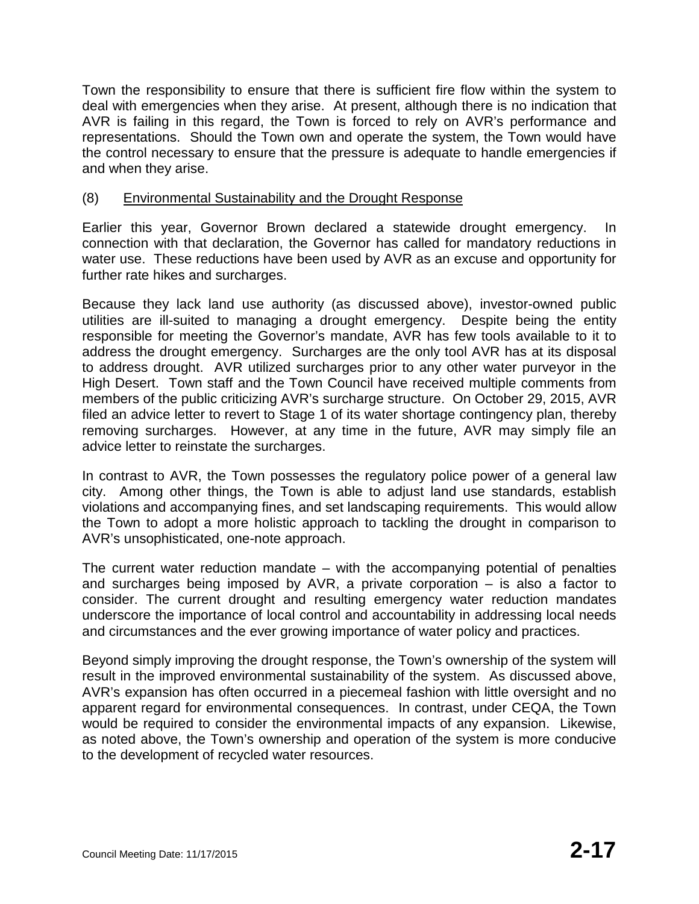Town the responsibility to ensure that there is sufficient fire flow within the system to deal with emergencies when they arise. At present, although there is no indication that AVR is failing in this regard, the Town is forced to rely on AVR's performance and representations. Should the Town own and operate the system, the Town would have the control necessary to ensure that the pressure is adequate to handle emergencies if and when they arise.

(8) Environmental Sustainability and the Drought Response

Earlier this year, Governor Brown declared a statewide drought emergency. In connection with that declaration, the Governor has called for mandatory reductions in water use. These reductions have been used by AVR as an excuse and opportunity for further rate hikes and surcharges.

Because they lack land use authority (as discussed above), investor-owned public utilities are ill-suited to managing a drought emergency. Despite being the entity responsible for meeting the Governor's mandate, AVR has few tools available to it to address the drought emergency. Surcharges are the only tool AVR has at its disposal to address drought. AVR utilized surcharges prior to any other water purveyor in the High Desert. Town staff and the Town Council have received multiple comments from members of the public criticizing AVR's surcharge structure. On October 29, 2015, AVR filed an advice letter to revert to Stage 1 of its water shortage contingency plan, thereby removing surcharges. However, at any time in the future, AVR may simply file an advice letter to reinstate the surcharges.

In contrast to AVR, the Town possesses the regulatory police power of a general law city. Among other things, the Town is able to adjust land use standards, establish violations and accompanying fines, and set landscaping requirements. This would allow the Town to adopt a more holistic approach to tackling the drought in comparison to AVR's unsophisticated, one-note approach.

The current water reduction mandate – with the accompanying potential of penalties and surcharges being imposed by AVR, a private corporation – is also a factor to consider. The current drought and resulting emergency water reduction mandates underscore the importance of local control and accountability in addressing local needs and circumstances and the ever growing importance of water policy and practices.

Beyond simply improving the drought response, the Town's ownership of the system will result in the improved environmental sustainability of the system. As discussed above, AVR's expansion has often occurred in a piecemeal fashion with little oversight and no apparent regard for environmental consequences. In contrast, under CEQA, the Town would be required to consider the environmental impacts of any expansion. Likewise, as noted above, the Town's ownership and operation of the system is more conducive to the development of recycled water resources.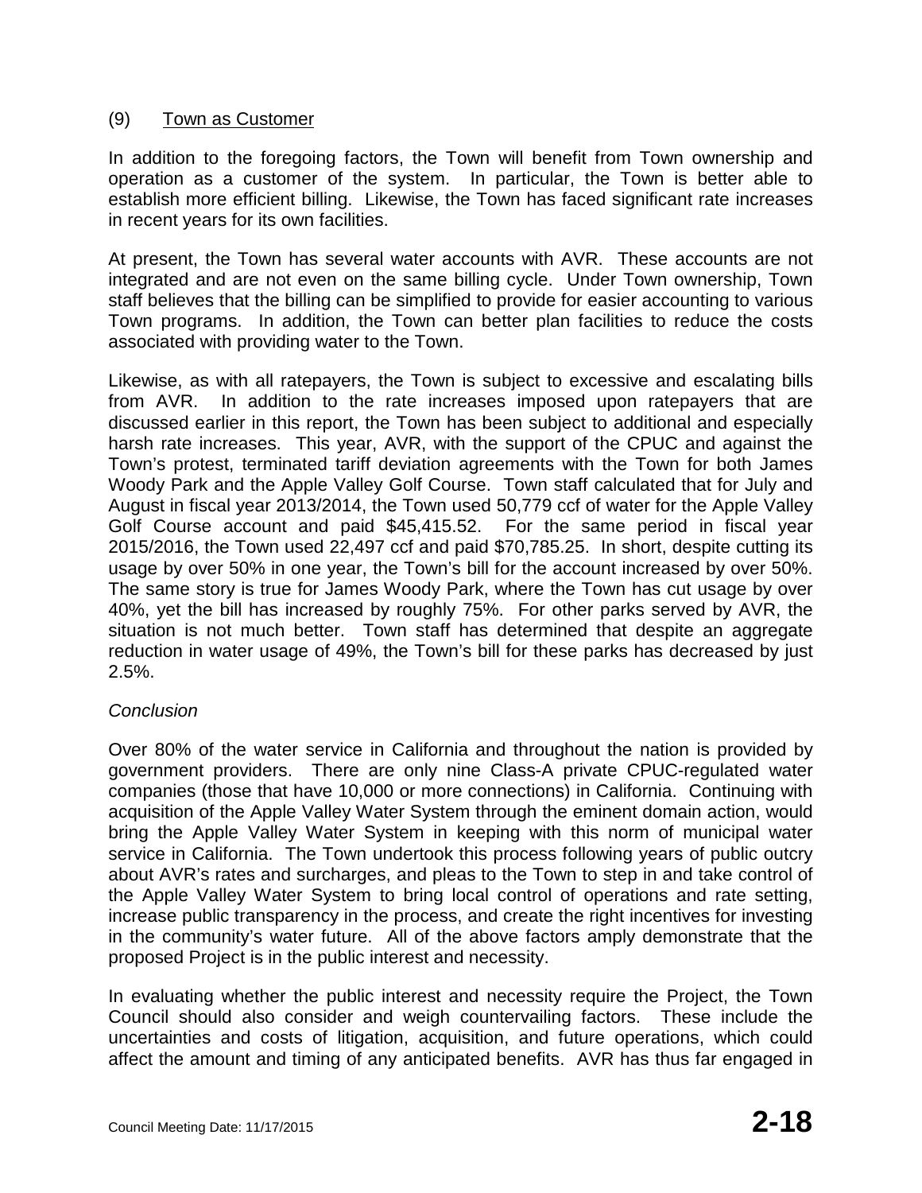### (9) Town as Customer

In addition to the foregoing factors, the Town will benefit from Town ownership and operation as a customer of the system. In particular, the Town is better able to establish more efficient billing. Likewise, the Town has faced significant rate increases in recent years for its own facilities.

At present, the Town has several water accounts with AVR. These accounts are not integrated and are not even on the same billing cycle. Under Town ownership, Town staff believes that the billing can be simplified to provide for easier accounting to various Town programs. In addition, the Town can better plan facilities to reduce the costs associated with providing water to the Town.

Likewise, as with all ratepayers, the Town is subject to excessive and escalating bills from AVR. In addition to the rate increases imposed upon ratepayers that are discussed earlier in this report, the Town has been subject to additional and especially harsh rate increases. This year, AVR, with the support of the CPUC and against the Town's protest, terminated tariff deviation agreements with the Town for both James Woody Park and the Apple Valley Golf Course. Town staff calculated that for July and August in fiscal year 2013/2014, the Town used 50,779 ccf of water for the Apple Valley Golf Course account and paid $45,415.52. For the same period in fiscal year 2015/2016, the Town used 22,497 ccf and paid $70,785.25. In short, despite cutting its usage by over 50% in one year, the Town's bill for the account increased by over 50%. The same story is true for James Woody Park, where the Town has cut usage by over 40%, yet the bill has increased by roughly 75%. For other parks served by AVR, the situation is not much better. Town staff has determined that despite an aggregate reduction in water usage of 49%, the Town's bill for these parks has decreased by just 2.5%.

*Conclusion*

Over 80% of the water service in California and throughout the nation is provided by government providers. There are only nine Class-A private CPUC-regulated water companies (those that have 10,000 or more connections) in California. Continuing with acquisition of the Apple Valley Water System through the eminent domain action, would bring the Apple Valley Water System in keeping with this norm of municipal water service in California. The Town undertook this process following years of public outcry about AVR's rates and surcharges, and pleas to the Town to step in and take control of the Apple Valley Water System to bring local control of operations and rate setting, increase public transparency in the process, and create the right incentives for investing in the community's water future. All of the above factors amply demonstrate that the proposed Project is in the public interest and necessity.

In evaluating whether the public interest and necessity require the Project, the Town Council should also consider and weigh countervailing factors. These include the uncertainties and costs of litigation, acquisition, and future operations, which could affect the amount and timing of any anticipated benefits. AVR has thus far engaged in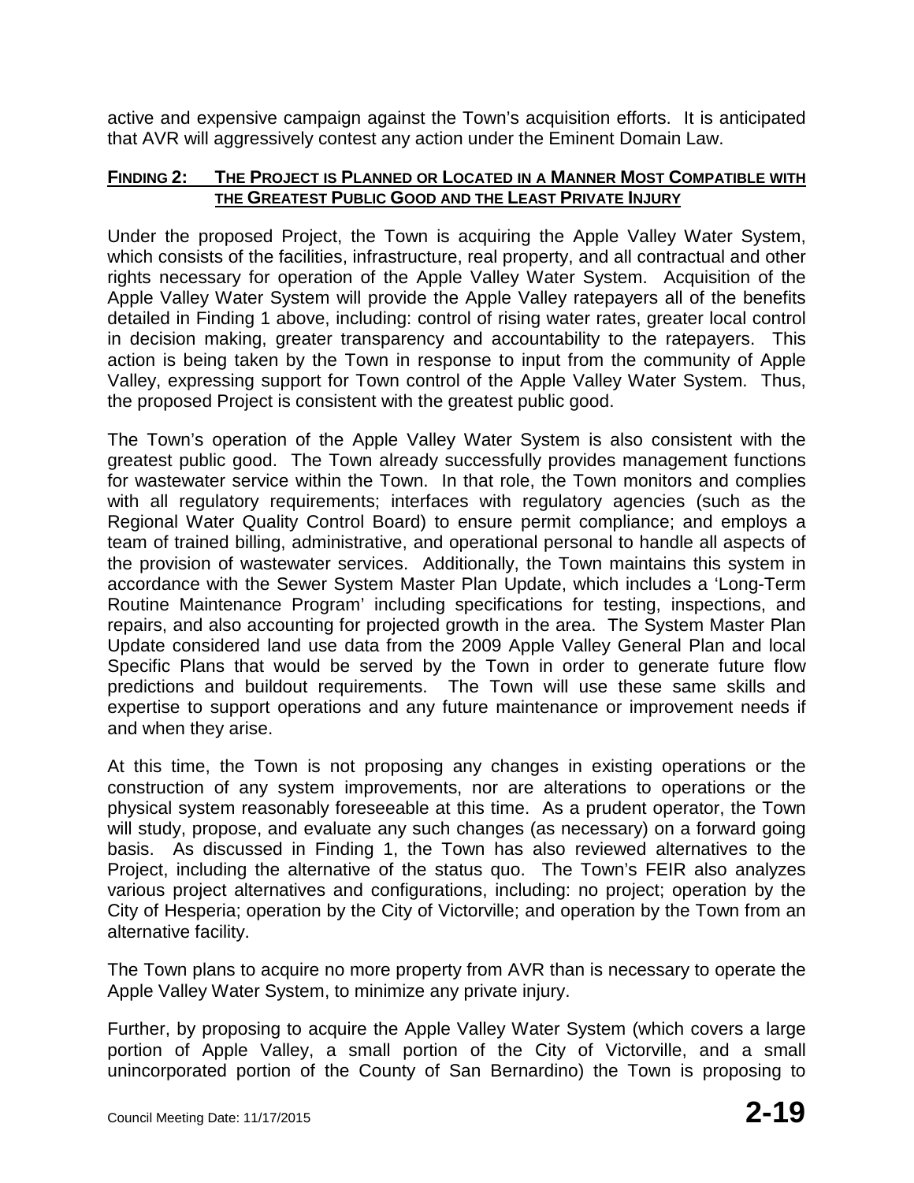active and expensive campaign against the Town's acquisition efforts. It is anticipated that AVR will aggressively contest any action under the Eminent Domain Law.

**FINDING 2: THE PROJECT IS PLANNED OR LOCATED IN A MANNER MOST COMPATIBLE WITH THE GREATEST PUBLIC GOOD AND THE LEAST PRIVATE INJURY**

Under the proposed Project, the Town is acquiring the Apple Valley Water System, which consists of the facilities, infrastructure, real property, and all contractual and other rights necessary for operation of the Apple Valley Water System. Acquisition of the Apple Valley Water System will provide the Apple Valley ratepayers all of the benefits detailed in Finding 1 above, including: control of rising water rates, greater local control in decision making, greater transparency and accountability to the ratepayers. This action is being taken by the Town in response to input from the community of Apple Valley, expressing support for Town control of the Apple Valley Water System. Thus, the proposed Project is consistent with the greatest public good.

The Town's operation of the Apple Valley Water System is also consistent with the greatest public good. The Town already successfully provides management functions for wastewater service within the Town. In that role, the Town monitors and complies with all regulatory requirements; interfaces with regulatory agencies (such as the Regional Water Quality Control Board) to ensure permit compliance; and employs a team of trained billing, administrative, and operational personal to handle all aspects of the provision of wastewater services. Additionally, the Town maintains this system in accordance with the Sewer System Master Plan Update, which includes a 'Long-Term Routine Maintenance Program' including specifications for testing, inspections, and repairs, and also accounting for projected growth in the area. The System Master Plan Update considered land use data from the 2009 Apple Valley General Plan and local Specific Plans that would be served by the Town in order to generate future flow predictions and buildout requirements. The Town will use these same skills and expertise to support operations and any future maintenance or improvement needs if and when they arise.

At this time, the Town is not proposing any changes in existing operations or the construction of any system improvements, nor are alterations to operations or the physical system reasonably foreseeable at this time. As a prudent operator, the Town will study, propose, and evaluate any such changes (as necessary) on a forward going basis. As discussed in Finding 1, the Town has also reviewed alternatives to the Project, including the alternative of the status quo. The Town's FEIR also analyzes various project alternatives and configurations, including: no project; operation by the City of Hesperia; operation by the City of Victorville; and operation by the Town from an alternative facility.

The Town plans to acquire no more property from AVR than is necessary to operate the Apple Valley Water System, to minimize any private injury.

Further, by proposing to acquire the Apple Valley Water System (which covers a large portion of Apple Valley, a small portion of the City of Victorville, and a small unincorporated portion of the County of San Bernardino) the Town is proposing to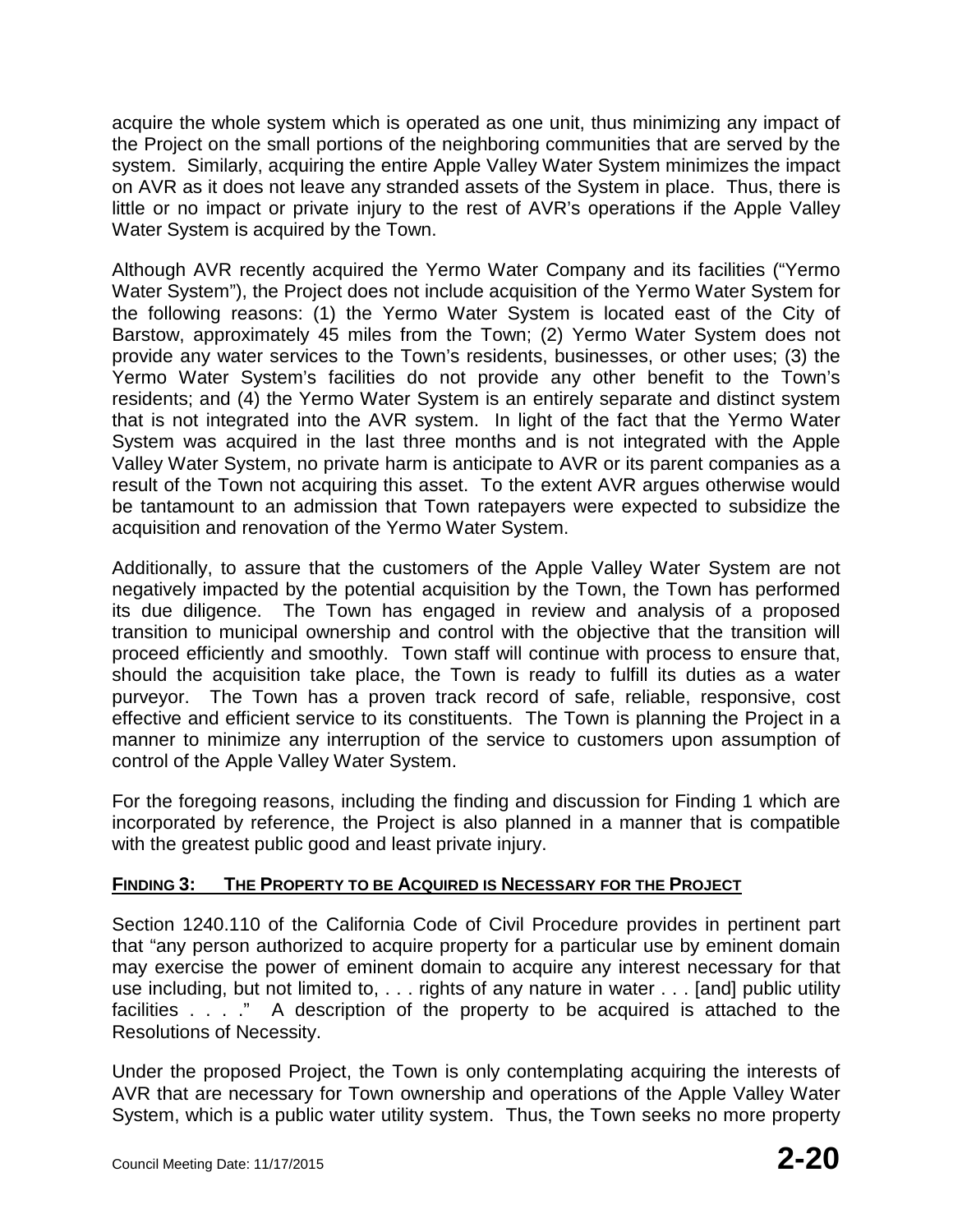acquire the whole system which is operated as one unit, thus minimizing any impact of the Project on the small portions of the neighboring communities that are served by the system. Similarly, acquiring the entire Apple Valley Water System minimizes the impact on AVR as it does not leave any stranded assets of the System in place. Thus, there is little or no impact or private injury to the rest of AVR's operations if the Apple Valley Water System is acquired by the Town.

Although AVR recently acquired the Yermo Water Company and its facilities ("Yermo Water System"), the Project does not include acquisition of the Yermo Water System for the following reasons: (1) the Yermo Water System is located east of the City of Barstow, approximately 45 miles from the Town; (2) Yermo Water System does not provide any water services to the Town's residents, businesses, or other uses; (3) the Yermo Water System's facilities do not provide any other benefit to the Town's residents; and (4) the Yermo Water System is an entirely separate and distinct system that is not integrated into the AVR system. In light of the fact that the Yermo Water System was acquired in the last three months and is not integrated with the Apple Valley Water System, no private harm is anticipate to AVR or its parent companies as a result of the Town not acquiring this asset. To the extent AVR argues otherwise would be tantamount to an admission that Town ratepayers were expected to subsidize the acquisition and renovation of the Yermo Water System.

Additionally, to assure that the customers of the Apple Valley Water System are not negatively impacted by the potential acquisition by the Town, the Town has performed its due diligence. The Town has engaged in review and analysis of a proposed transition to municipal ownership and control with the objective that the transition will proceed efficiently and smoothly. Town staff will continue with process to ensure that, should the acquisition take place, the Town is ready to fulfill its duties as a water purveyor. The Town has a proven track record of safe, reliable, responsive, cost effective and efficient service to its constituents. The Town is planning the Project in a manner to minimize any interruption of the service to customers upon assumption of control of the Apple Valley Water System.

For the foregoing reasons, including the finding and discussion for Finding 1 which are incorporated by reference, the Project is also planned in a manner that is compatible with the greatest public good and least private injury.

## FINDING 3: THE PROPERTY TO BE ACQUIRED IS NECESSARY FOR THE PROJECT

Section 1240.110 of the California Code of Civil Procedure provides in pertinent part that "any person authorized to acquire property for a particular use by eminent domain may exercise the power of eminent domain to acquire any interest necessary for that use including, but not limited to, . . . rights of any nature in water . . . [and] public utility facilities . . . ." A description of the property to be acquired is attached to the Resolutions of Necessity.

Under the proposed Project, the Town is only contemplating acquiring the interests of AVR that are necessary for Town ownership and operations of the Apple Valley Water System, which is a public water utility system. Thus, the Town seeks no more property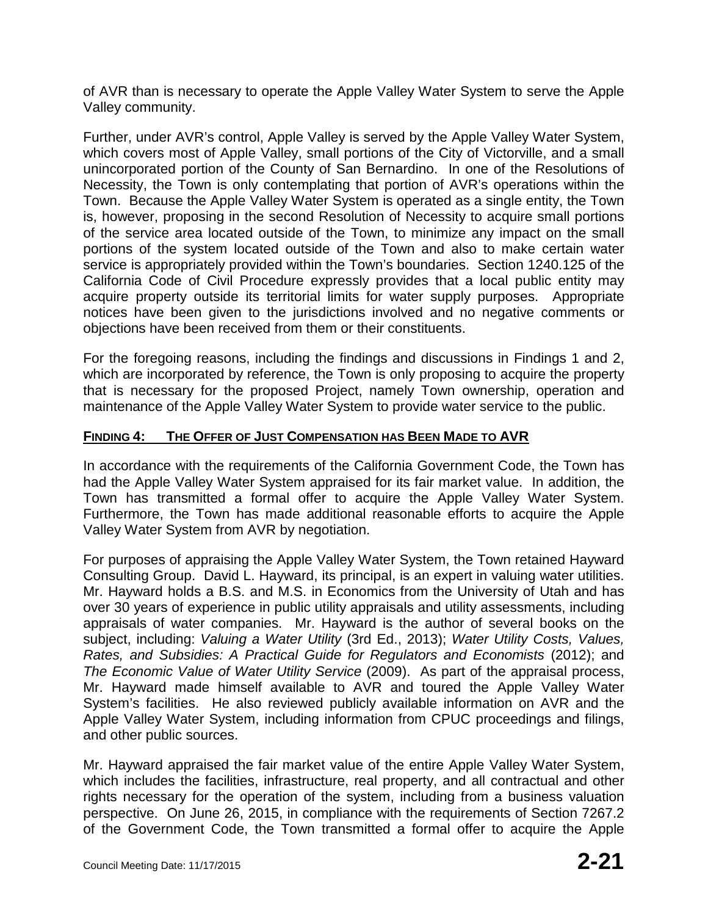of AVR than is necessary to operate the Apple Valley Water System to serve the Apple Valley community.

Further, under AVR's control, Apple Valley is served by the Apple Valley Water System, which covers most of Apple Valley, small portions of the City of Victorville, and a small unincorporated portion of the County of San Bernardino. In one of the Resolutions of Necessity, the Town is only contemplating that portion of AVR's operations within the Town. Because the Apple Valley Water System is operated as a single entity, the Town is, however, proposing in the second Resolution of Necessity to acquire small portions of the service area located outside of the Town, to minimize any impact on the small portions of the system located outside of the Town and also to make certain water service is appropriately provided within the Town's boundaries. Section 1240.125 of the California Code of Civil Procedure expressly provides that a local public entity may acquire property outside its territorial limits for water supply purposes. Appropriate notices have been given to the jurisdictions involved and no negative comments or objections have been received from them or their constituents.

For the foregoing reasons, including the findings and discussions in Findings 1 and 2, which are incorporated by reference, the Town is only proposing to acquire the property that is necessary for the proposed Project, namely Town ownership, operation and maintenance of the Apple Valley Water System to provide water service to the public.

## FINDING 4: THE OFFER OF JUST COMPENSATION HAS BEEN MADE TO AVR

In accordance with the requirements of the California Government Code, the Town has had the Apple Valley Water System appraised for its fair market value. In addition, the Town has transmitted a formal offer to acquire the Apple Valley Water System. Furthermore, the Town has made additional reasonable efforts to acquire the Apple Valley Water System from AVR by negotiation.

For purposes of appraising the Apple Valley Water System, the Town retained Hayward Consulting Group. David L. Hayward, its principal, is an expert in valuing water utilities. Mr. Hayward holds a B.S. and M.S. in Economics from the University of Utah and has over 30 years of experience in public utility appraisals and utility assessments, including appraisals of water companies. Mr. Hayward is the author of several books on the subject, including: *Valuing a Water Utility* (3rd Ed., 2013); *Water Utility Costs, Values, Rates, and Subsidies: A Practical Guide for Regulators and Economists* (2012); and *The Economic Value of Water Utility Service* (2009). As part of the appraisal process, Mr. Hayward made himself available to AVR and toured the Apple Valley Water System's facilities. He also reviewed publicly available information on AVR and the Apple Valley Water System, including information from CPUC proceedings and filings, and other public sources.

Mr. Hayward appraised the fair market value of the entire Apple Valley Water System, which includes the facilities, infrastructure, real property, and all contractual and other rights necessary for the operation of the system, including from a business valuation perspective. On June 26, 2015, in compliance with the requirements of Section 7267.2 of the Government Code, the Town transmitted a formal offer to acquire the Apple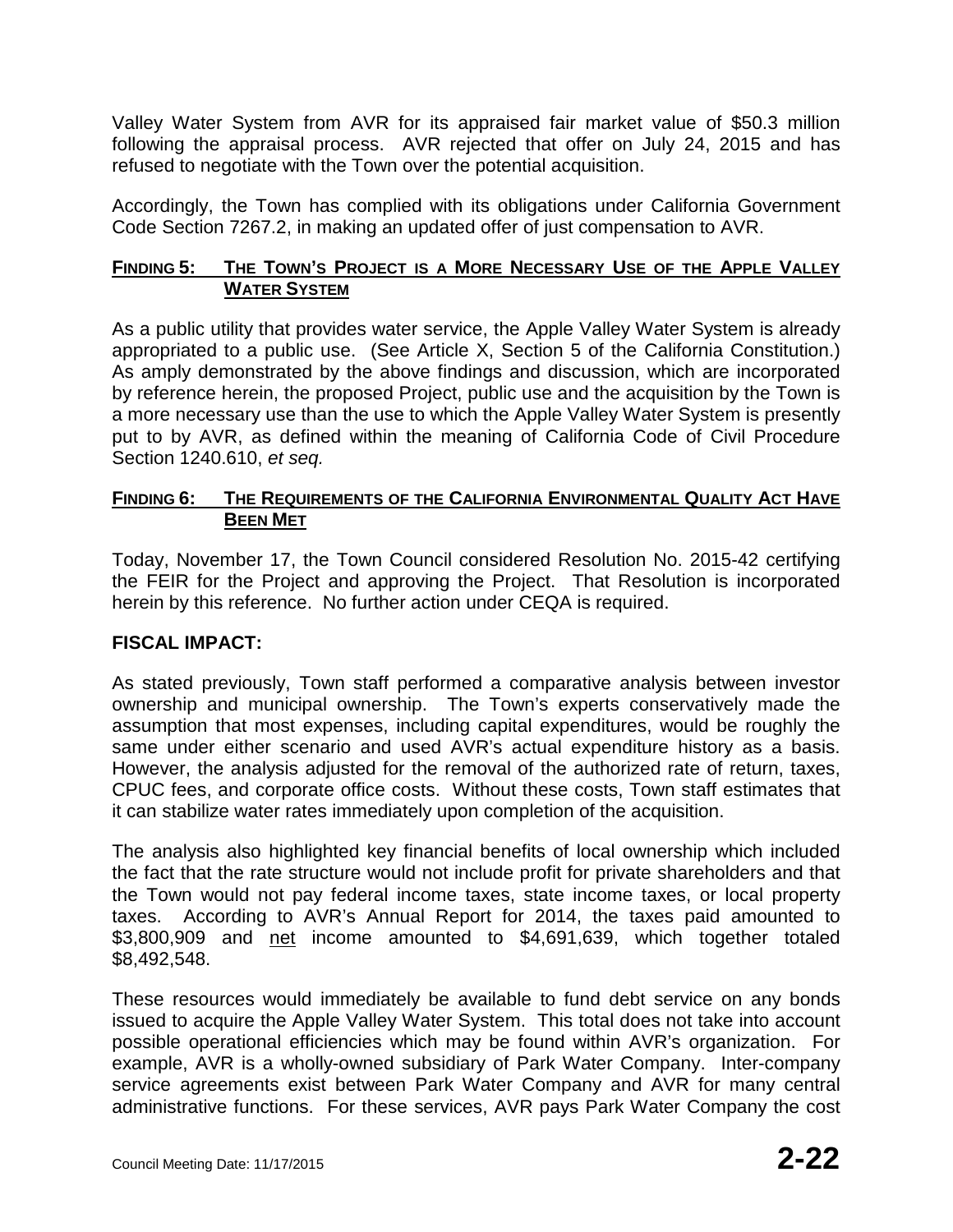Valley Water System from AVR for its appraised fair market value of $50.3 million following the appraisal process. AVR rejected that offer on July 24, 2015 and has refused to negotiate with the Town over the potential acquisition.

Accordingly, the Town has complied with its obligations under California Government Code Section 7267.2, in making an updated offer of just compensation to AVR.

**FINDING 5: THE TOWN'S PROJECT IS A MORE NECESSARY USE OF THE APPLE VALLEY WATER SYSTEM**

As a public utility that provides water service, the Apple Valley Water System is already appropriated to a public use. (See Article X, Section 5 of the California Constitution.) As amply demonstrated by the above findings and discussion, which are incorporated by reference herein, the proposed Project, public use and the acquisition by the Town is a more necessary use than the use to which the Apple Valley Water System is presently put to by AVR, as defined within the meaning of California Code of Civil Procedure Section 1240.610, *et seq.*

**FINDING 6: THE REQUIREMENTS OF THE CALIFORNIA ENVIRONMENTAL QUALITY ACT HAVE BEEN MET**

Today, November 17, the Town Council considered Resolution No. 2015-42 certifying the FEIR for the Project and approving the Project. That Resolution is incorporated herein by this reference. No further action under CEQA is required.

**FISCAL IMPACT:**

As stated previously, Town staff performed a comparative analysis between investor ownership and municipal ownership. The Town's experts conservatively made the assumption that most expenses, including capital expenditures, would be roughly the same under either scenario and used AVR's actual expenditure history as a basis. However, the analysis adjusted for the removal of the authorized rate of return, taxes, CPUC fees, and corporate office costs. Without these costs, Town staff estimates that it can stabilize water rates immediately upon completion of the acquisition.

The analysis also highlighted key financial benefits of local ownership which included the fact that the rate structure would not include profit for private shareholders and that the Town would not pay federal income taxes, state income taxes, or local property taxes. According to AVR's Annual Report for 2014, the taxes paid amounted to $3,800,909 and net income amounted to $4,691,639, which together totaled $8,492,548.

These resources would immediately be available to fund debt service on any bonds issued to acquire the Apple Valley Water System. This total does not take into account possible operational efficiencies which may be found within AVR's organization. For example, AVR is a wholly-owned subsidiary of Park Water Company. Inter-company service agreements exist between Park Water Company and AVR for many central administrative functions. For these services, AVR pays Park Water Company the cost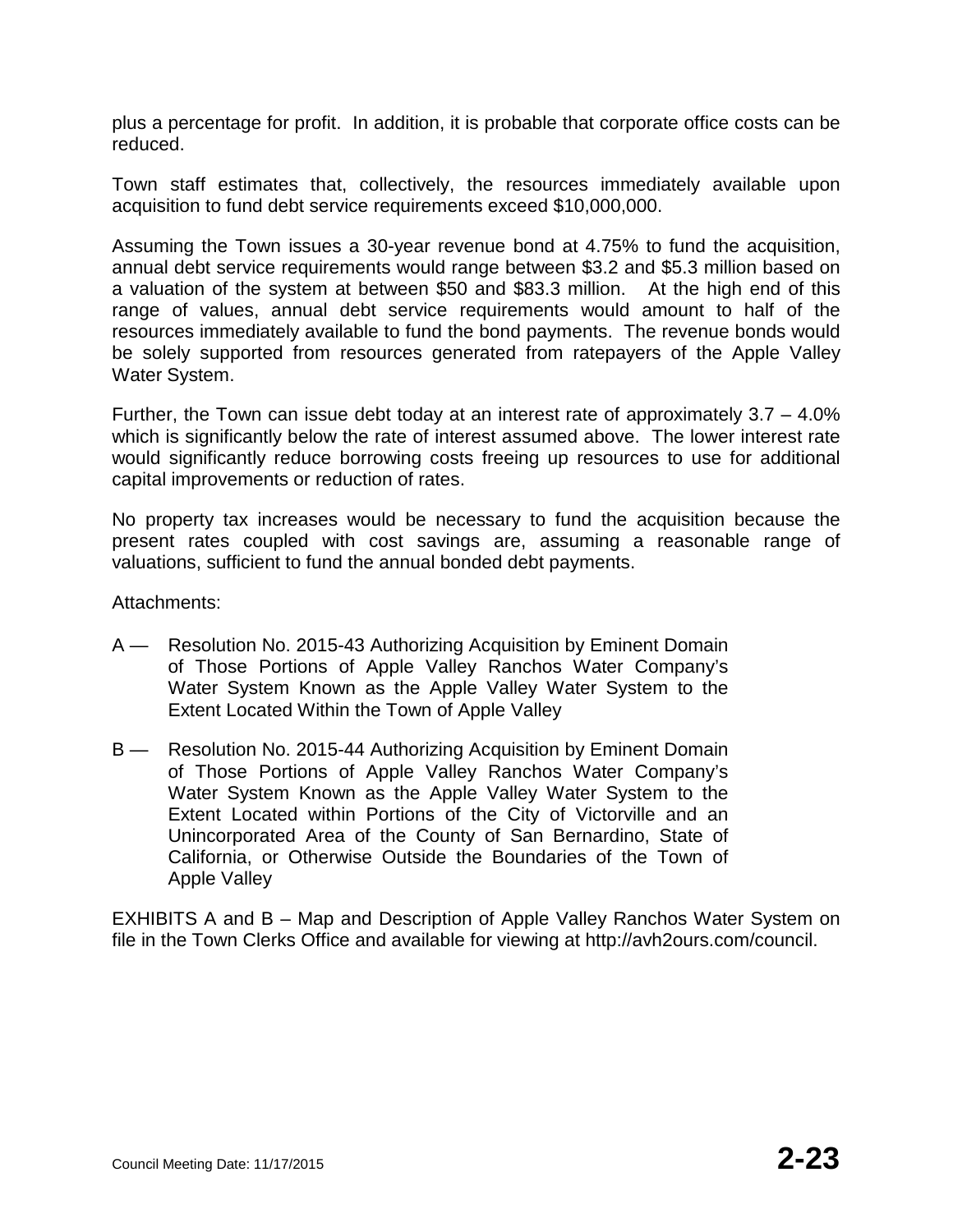plus a percentage for profit. In addition, it is probable that corporate office costs can be reduced.

Town staff estimates that, collectively, the resources immediately available upon acquisition to fund debt service requirements exceed $10,000,000.

Assuming the Town issues a 30-year revenue bond at 4.75% to fund the acquisition, annual debt service requirements would range between $3.2 and $5.3 million based on a valuation of the system at between $50 and $83.3 million. At the high end of this range of values, annual debt service requirements would amount to half of the resources immediately available to fund the bond payments. The revenue bonds would be solely supported from resources generated from ratepayers of the Apple Valley Water System.

Further, the Town can issue debt today at an interest rate of approximately 3.7 – 4.0% which is significantly below the rate of interest assumed above. The lower interest rate would significantly reduce borrowing costs freeing up resources to use for additional capital improvements or reduction of rates.

No property tax increases would be necessary to fund the acquisition because the present rates coupled with cost savings are, assuming a reasonable range of valuations, sufficient to fund the annual bonded debt payments.

Attachments:

A — Resolution No. 2015-43 Authorizing Acquisition by Eminent Domain of Those Portions of Apple Valley Ranchos Water Company's Water System Known as the Apple Valley Water System to the Extent Located Within the Town of Apple Valley

B — Resolution No. 2015-44 Authorizing Acquisition by Eminent Domain of Those Portions of Apple Valley Ranchos Water Company's Water System Known as the Apple Valley Water System to the Extent Located within Portions of the City of Victorville and an Unincorporated Area of the County of San Bernardino, State of California, or Otherwise Outside the Boundaries of the Town of Apple Valley

EXHIBITS A and B – Map and Description of Apple Valley Ranchos Water System on file in the Town Clerks Office and available for viewing at http://avh2ours.com/council.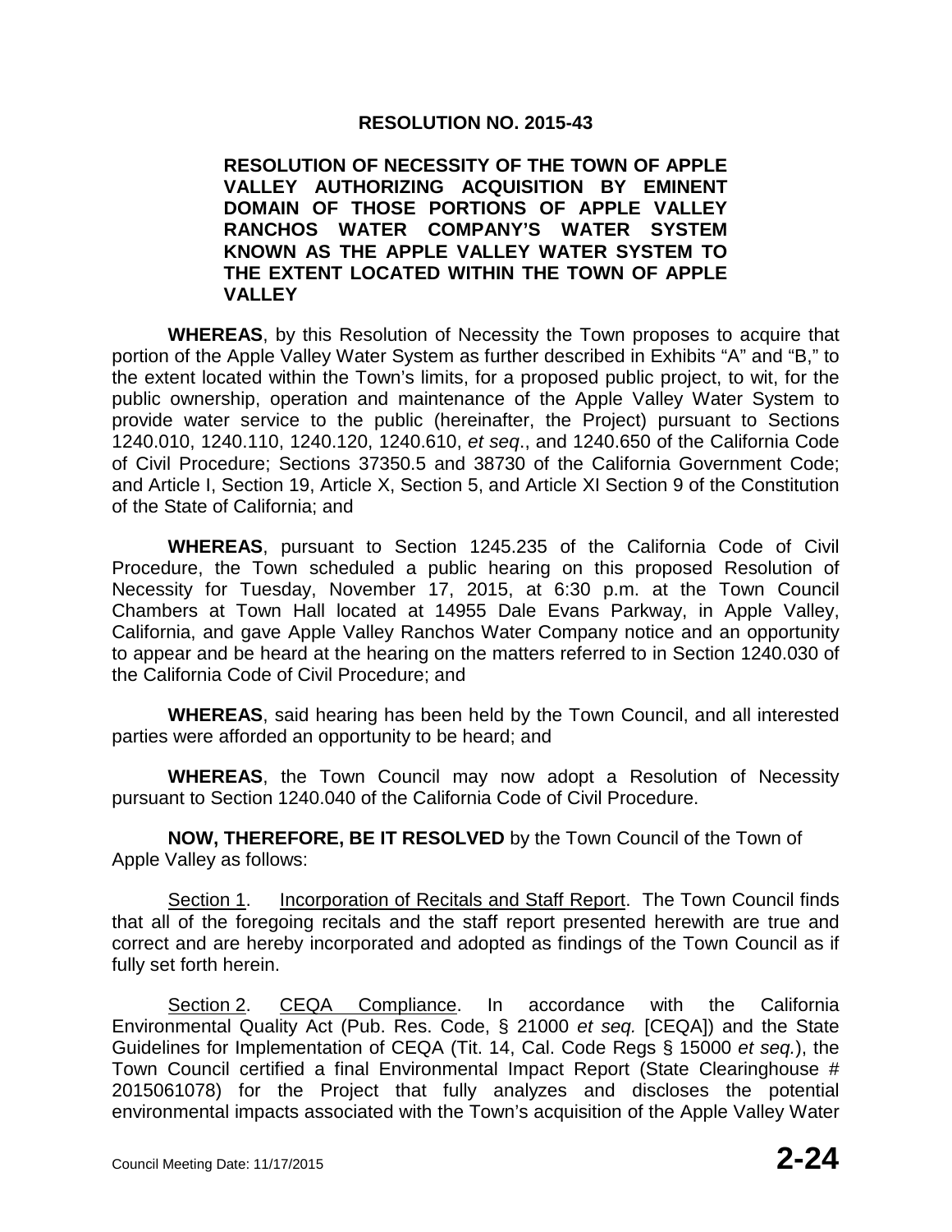# RESOLUTION NO. 2015-43

**RESOLUTION OF NECESSITY OF THE TOWN OF APPLE VALLEY AUTHORIZING ACQUISITION BY EMINENT DOMAIN OF THOSE PORTIONS OF APPLE VALLEY RANCHOS WATER COMPANY'S WATER SYSTEM KNOWN AS THE APPLE VALLEY WATER SYSTEM TO THE EXTENT LOCATED WITHIN THE TOWN OF APPLE VALLEY**

**WHEREAS**, by this Resolution of Necessity the Town proposes to acquire that portion of the Apple Valley Water System as further described in Exhibits "A" and "B," to the extent located within the Town's limits, for a proposed public project, to wit, for the public ownership, operation and maintenance of the Apple Valley Water System to provide water service to the public (hereinafter, the Project) pursuant to Sections 1240.010, 1240.110, 1240.120, 1240.610, *et seq*., and 1240.650 of the California Code of Civil Procedure; Sections 37350.5 and 38730 of the California Government Code; and Article I, Section 19, Article X, Section 5, and Article XI Section 9 of the Constitution of the State of California; and

**WHEREAS**, pursuant to Section 1245.235 of the California Code of Civil Procedure, the Town scheduled a public hearing on this proposed Resolution of Necessity for Tuesday, November 17, 2015, at 6:30 p.m. at the Town Council Chambers at Town Hall located at 14955 Dale Evans Parkway, in Apple Valley, California, and gave Apple Valley Ranchos Water Company notice and an opportunity to appear and be heard at the hearing on the matters referred to in Section 1240.030 of the California Code of Civil Procedure; and

**WHEREAS**, said hearing has been held by the Town Council, and all interested parties were afforded an opportunity to be heard; and

**WHEREAS**, the Town Council may now adopt a Resolution of Necessity pursuant to Section 1240.040 of the California Code of Civil Procedure.

**NOW, THEREFORE, BE IT RESOLVED** by the Town Council of the Town of Apple Valley as follows:

Section 1. Incorporation of Recitals and Staff Report. The Town Council finds that all of the foregoing recitals and the staff report presented herewith are true and correct and are hereby incorporated and adopted as findings of the Town Council as if fully set forth herein.

Section 2. CEQA Compliance. In accordance with the California Environmental Quality Act (Pub. Res. Code, § 21000 *et seq.* [CEQA]) and the State Guidelines for Implementation of CEQA (Tit. 14, Cal. Code Regs § 15000 *et seq.*), the Town Council certified a final Environmental Impact Report (State Clearinghouse # 2015061078) for the Project that fully analyzes and discloses the potential environmental impacts associated with the Town's acquisition of the Apple Valley Water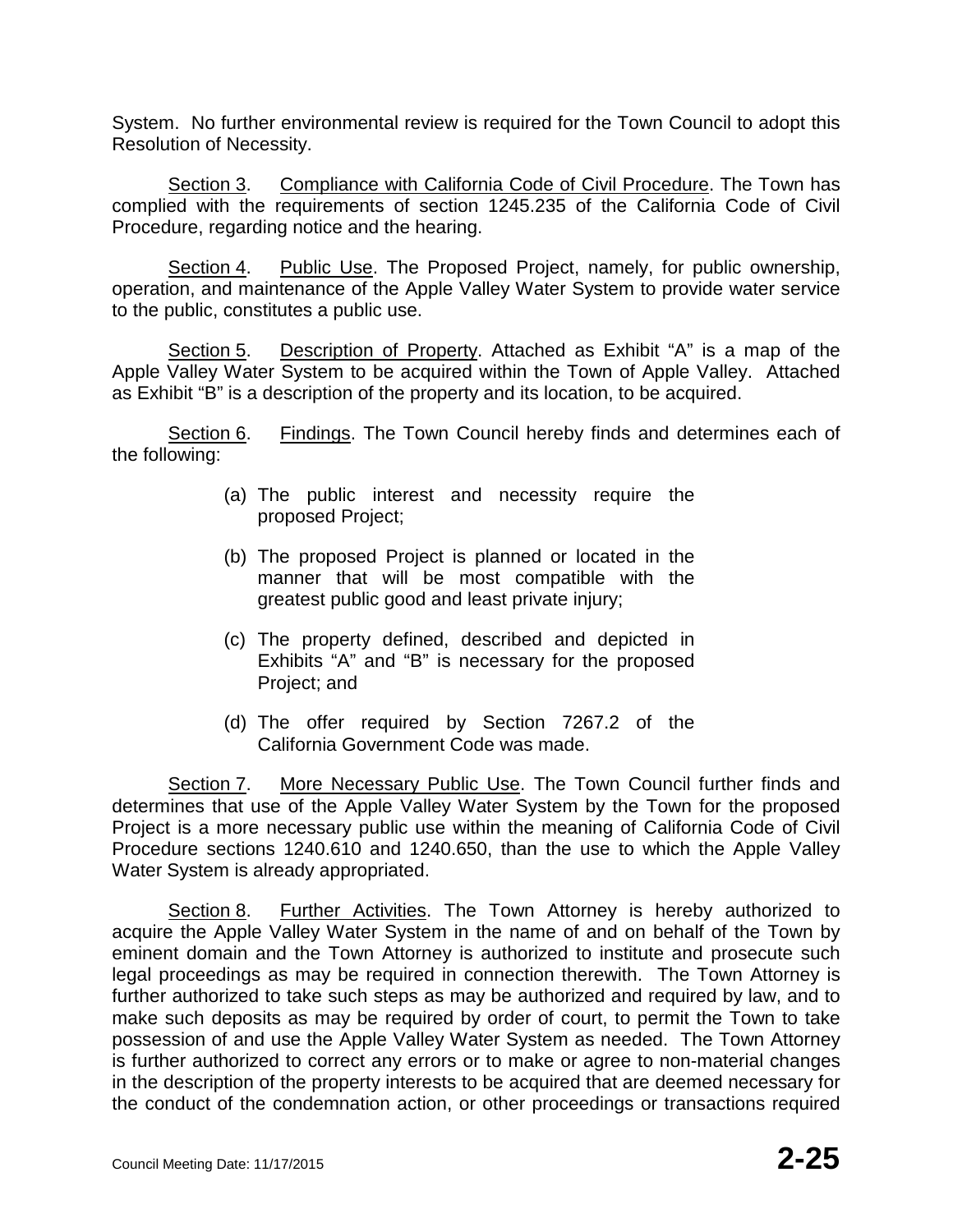System. No further environmental review is required for the Town Council to adopt this Resolution of Necessity.

Section 3. Compliance with California Code of Civil Procedure. The Town has complied with the requirements of section 1245.235 of the California Code of Civil Procedure, regarding notice and the hearing.

Section 4. Public Use. The Proposed Project, namely, for public ownership, operation, and maintenance of the Apple Valley Water System to provide water service to the public, constitutes a public use.

Section 5. Description of Property. Attached as Exhibit "A" is a map of the Apple Valley Water System to be acquired within the Town of Apple Valley. Attached as Exhibit "B" is a description of the property and its location, to be acquired.

Section 6. Findings. The Town Council hereby finds and determines each of the following:

(a) The public interest and necessity require the proposed Project;

(b) The proposed Project is planned or located in the manner that will be most compatible with the greatest public good and least private injury;

(c) The property defined, described and depicted in Exhibits "A" and "B" is necessary for the proposed Project; and

(d) The offer required by Section 7267.2 of the California Government Code was made.

Section 7. More Necessary Public Use. The Town Council further finds and determines that use of the Apple Valley Water System by the Town for the proposed Project is a more necessary public use within the meaning of California Code of Civil Procedure sections 1240.610 and 1240.650, than the use to which the Apple Valley Water System is already appropriated.

Section 8. Further Activities. The Town Attorney is hereby authorized to acquire the Apple Valley Water System in the name of and on behalf of the Town by eminent domain and the Town Attorney is authorized to institute and prosecute such legal proceedings as may be required in connection therewith. The Town Attorney is further authorized to take such steps as may be authorized and required by law, and to make such deposits as may be required by order of court, to permit the Town to take possession of and use the Apple Valley Water System as needed. The Town Attorney is further authorized to correct any errors or to make or agree to non-material changes in the description of the property interests to be acquired that are deemed necessary for the conduct of the condemnation action, or other proceedings or transactions required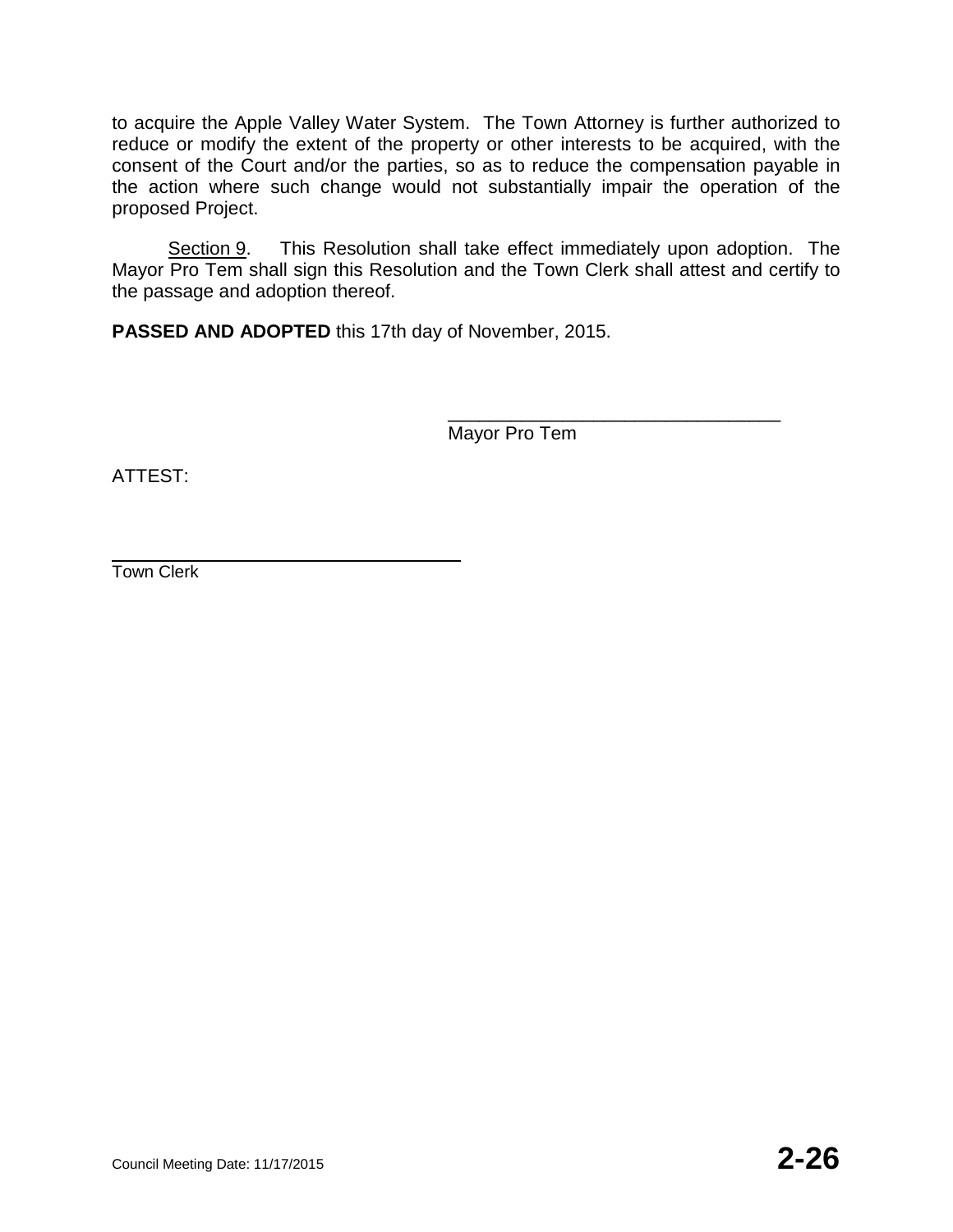to acquire the Apple Valley Water System. The Town Attorney is further authorized to reduce or modify the extent of the property or other interests to be acquired, with the consent of the Court and/or the parties, so as to reduce the compensation payable in the action where such change would not substantially impair the operation of the proposed Project.

Section 9. This Resolution shall take effect immediately upon adoption. The Mayor Pro Tem shall sign this Resolution and the Town Clerk shall attest and certify to the passage and adoption thereof.

**PASSED AND ADOPTED** this 17th day of November, 2015.

\_\_\_\_\_\_\_\_\_\_\_\_\_\_\_\_\_\_\_\_\_\_\_\_\_\_\_\_\_\_\_\_
Mayor Pro Tem

ATTEST:

\_\_\_\_\_\_\_\_\_\_\_\_\_\_\_\_\_\_\_\_\_\_\_\_\_\_\_\_\_\_\_\_
Town Clerk

Council Meeting Date: 11/17/2015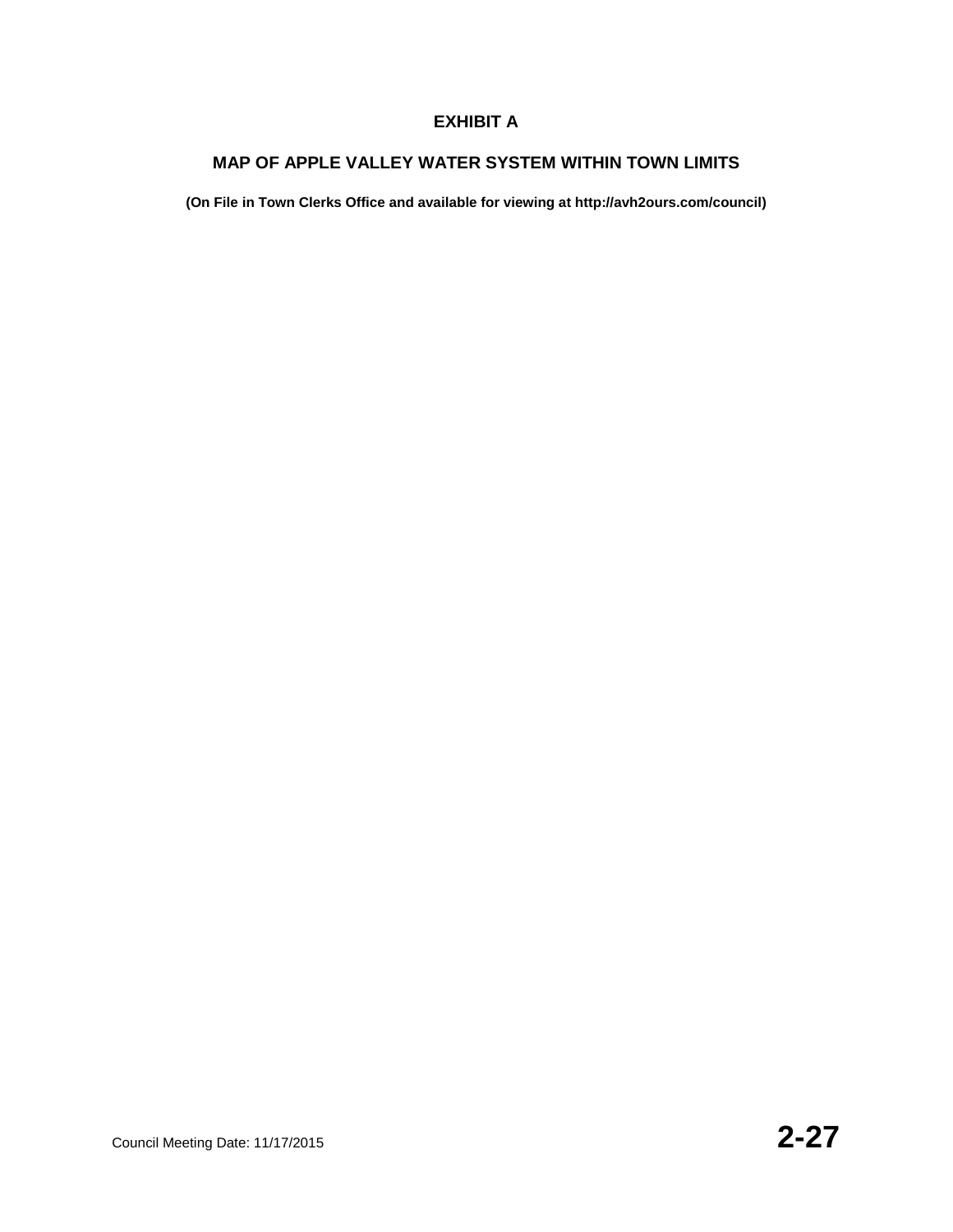# EXHIBIT A

## MAP OF APPLE VALLEY WATER SYSTEM WITHIN TOWN LIMITS

**(On File in Town Clerks Office and available for viewing at http://avh2ours.com/council)**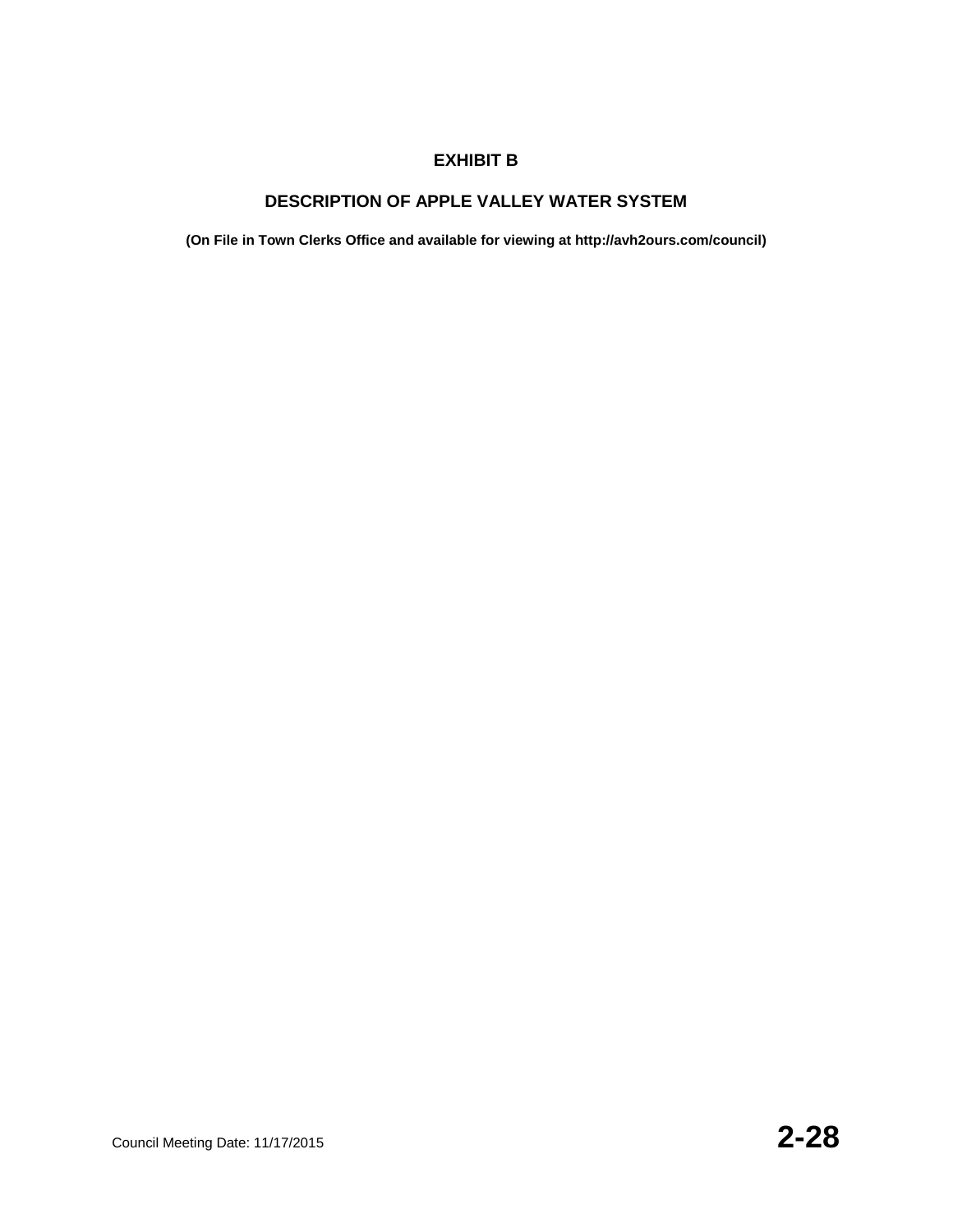# EXHIBIT B

## DESCRIPTION OF APPLE VALLEY WATER SYSTEM

**(On File in Town Clerks Office and available for viewing at http://avh2ours.com/council)**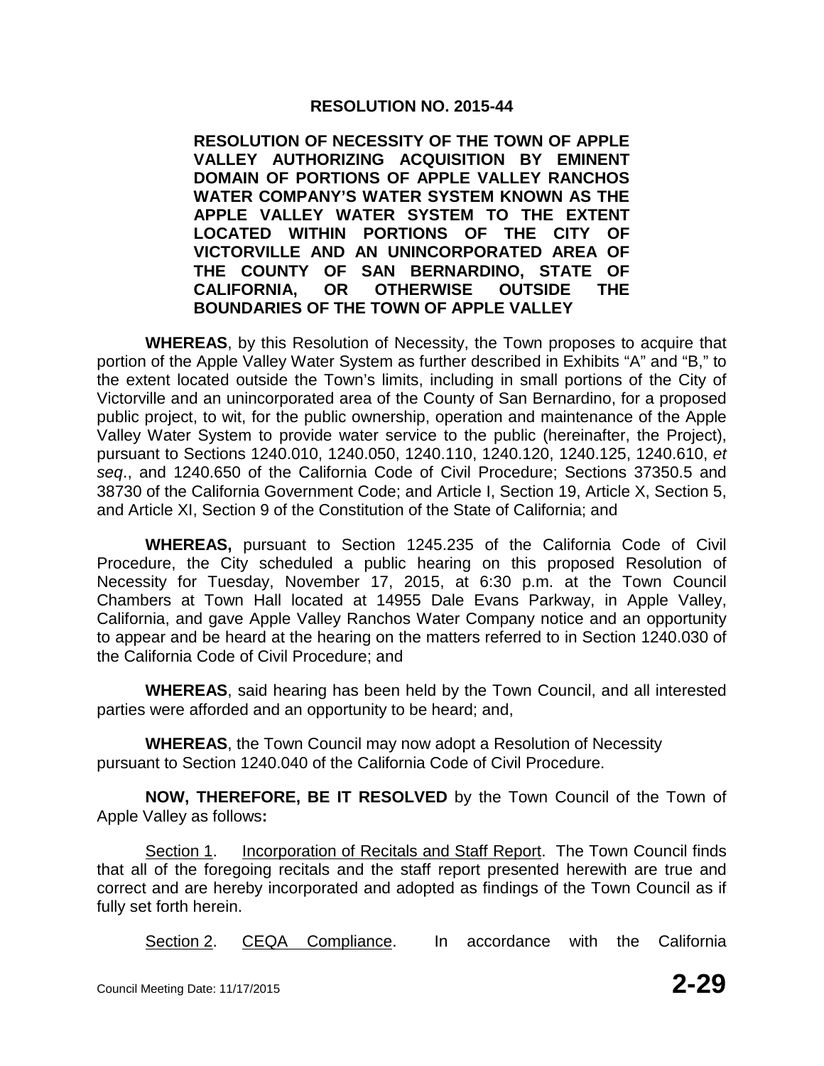**RESOLUTION NO. 2015-44**

**RESOLUTION OF NECESSITY OF THE TOWN OF APPLE VALLEY AUTHORIZING ACQUISITION BY EMINENT DOMAIN OF PORTIONS OF APPLE VALLEY RANCHOS WATER COMPANY'S WATER SYSTEM KNOWN AS THE APPLE VALLEY WATER SYSTEM TO THE EXTENT LOCATED WITHIN PORTIONS OF THE CITY OF VICTORVILLE AND AN UNINCORPORATED AREA OF THE COUNTY OF SAN BERNARDINO, STATE OF CALIFORNIA, OR OTHERWISE OUTSIDE THE BOUNDARIES OF THE TOWN OF APPLE VALLEY**

**WHEREAS**, by this Resolution of Necessity, the Town proposes to acquire that portion of the Apple Valley Water System as further described in Exhibits "A" and "B," to the extent located outside the Town's limits, including in small portions of the City of Victorville and an unincorporated area of the County of San Bernardino, for a proposed public project, to wit, for the public ownership, operation and maintenance of the Apple Valley Water System to provide water service to the public (hereinafter, the Project), pursuant to Sections 1240.010, 1240.050, 1240.110, 1240.120, 1240.125, 1240.610, *et seq*., and 1240.650 of the California Code of Civil Procedure; Sections 37350.5 and 38730 of the California Government Code; and Article I, Section 19, Article X, Section 5, and Article XI, Section 9 of the Constitution of the State of California; and

**WHEREAS,** pursuant to Section 1245.235 of the California Code of Civil Procedure, the City scheduled a public hearing on this proposed Resolution of Necessity for Tuesday, November 17, 2015, at 6:30 p.m. at the Town Council Chambers at Town Hall located at 14955 Dale Evans Parkway, in Apple Valley, California, and gave Apple Valley Ranchos Water Company notice and an opportunity to appear and be heard at the hearing on the matters referred to in Section 1240.030 of the California Code of Civil Procedure; and

**WHEREAS**, said hearing has been held by the Town Council, and all interested parties were afforded and an opportunity to be heard; and,

**WHEREAS**, the Town Council may now adopt a Resolution of Necessity pursuant to Section 1240.040 of the California Code of Civil Procedure.

**NOW, THEREFORE, BE IT RESOLVED** by the Town Council of the Town of Apple Valley as follows**:**

Section 1. Incorporation of Recitals and Staff Report. The Town Council finds that all of the foregoing recitals and the staff report presented herewith are true and correct and are hereby incorporated and adopted as findings of the Town Council as if fully set forth herein.

Section 2. CEQA Compliance. In accordance with the California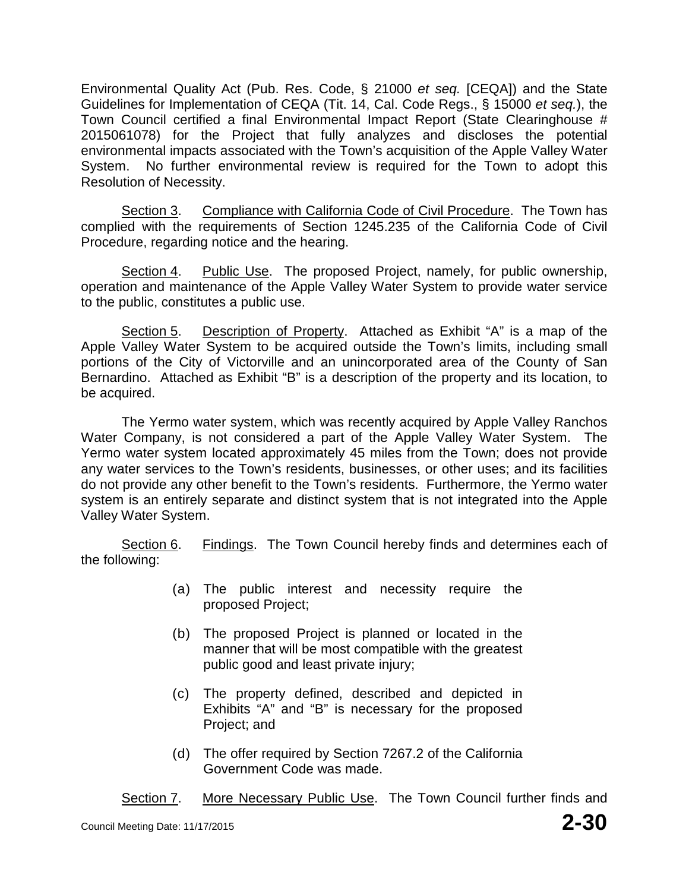Environmental Quality Act (Pub. Res. Code, § 21000 *et seq.* [CEQA]) and the State Guidelines for Implementation of CEQA (Tit. 14, Cal. Code Regs., § 15000 *et seq.*), the Town Council certified a final Environmental Impact Report (State Clearinghouse # 2015061078) for the Project that fully analyzes and discloses the potential environmental impacts associated with the Town's acquisition of the Apple Valley Water System. No further environmental review is required for the Town to adopt this Resolution of Necessity.

Section 3. Compliance with California Code of Civil Procedure. The Town has complied with the requirements of Section 1245.235 of the California Code of Civil Procedure, regarding notice and the hearing.

Section 4. Public Use. The proposed Project, namely, for public ownership, operation and maintenance of the Apple Valley Water System to provide water service to the public, constitutes a public use.

Section 5. Description of Property. Attached as Exhibit "A" is a map of the Apple Valley Water System to be acquired outside the Town's limits, including small portions of the City of Victorville and an unincorporated area of the County of San Bernardino. Attached as Exhibit "B" is a description of the property and its location, to be acquired.

The Yermo water system, which was recently acquired by Apple Valley Ranchos Water Company, is not considered a part of the Apple Valley Water System. The Yermo water system located approximately 45 miles from the Town; does not provide any water services to the Town's residents, businesses, or other uses; and its facilities do not provide any other benefit to the Town's residents. Furthermore, the Yermo water system is an entirely separate and distinct system that is not integrated into the Apple Valley Water System.

Section 6. Findings. The Town Council hereby finds and determines each of the following:

(a) The public interest and necessity require the proposed Project;

(b) The proposed Project is planned or located in the manner that will be most compatible with the greatest public good and least private injury;

(c) The property defined, described and depicted in Exhibits "A" and "B" is necessary for the proposed Project; and

(d) The offer required by Section 7267.2 of the California Government Code was made.

Section 7. More Necessary Public Use. The Town Council further finds and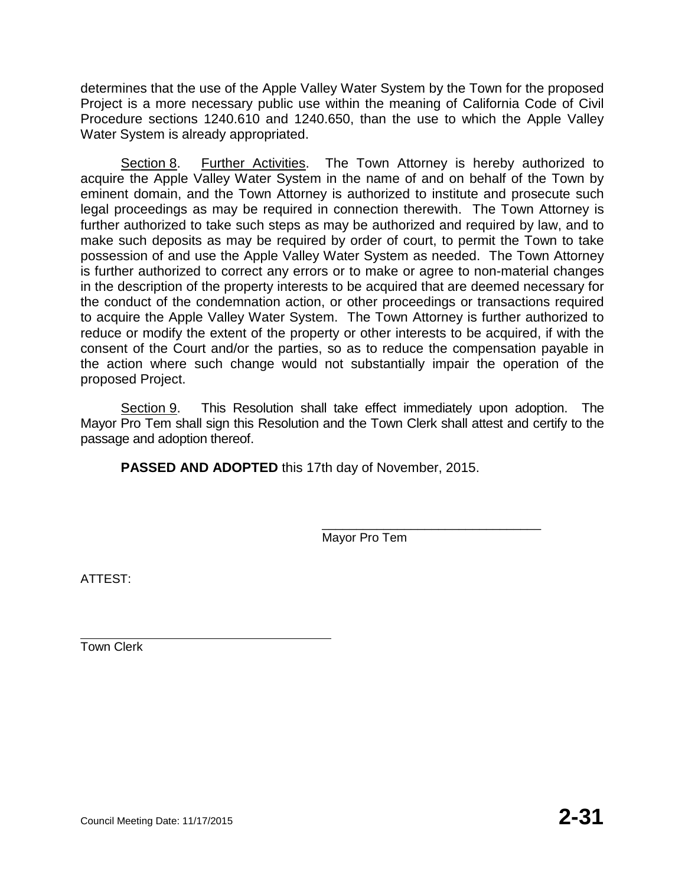determines that the use of the Apple Valley Water System by the Town for the proposed Project is a more necessary public use within the meaning of California Code of Civil Procedure sections 1240.610 and 1240.650, than the use to which the Apple Valley Water System is already appropriated.

Section 8. Further Activities. The Town Attorney is hereby authorized to acquire the Apple Valley Water System in the name of and on behalf of the Town by eminent domain, and the Town Attorney is authorized to institute and prosecute such legal proceedings as may be required in connection therewith. The Town Attorney is further authorized to take such steps as may be authorized and required by law, and to make such deposits as may be required by order of court, to permit the Town to take possession of and use the Apple Valley Water System as needed. The Town Attorney is further authorized to correct any errors or to make or agree to non-material changes in the description of the property interests to be acquired that are deemed necessary for the conduct of the condemnation action, or other proceedings or transactions required to acquire the Apple Valley Water System. The Town Attorney is further authorized to reduce or modify the extent of the property or other interests to be acquired, if with the consent of the Court and/or the parties, so as to reduce the compensation payable in the action where such change would not substantially impair the operation of the proposed Project.

Section 9. This Resolution shall take effect immediately upon adoption. The Mayor Pro Tem shall sign this Resolution and the Town Clerk shall attest and certify to the passage and adoption thereof.

**PASSED AND ADOPTED** this 17th day of November, 2015.

\_\_\_\_\_\_\_\_\_\_\_\_\_\_\_\_\_\_\_\_\_\_\_\_\_\_\_\_\_\_\_\_
Mayor Pro Tem

ATTEST:

\_\_\_\_\_\_\_\_\_\_\_\_\_\_\_\_\_\_\_\_\_\_\_\_\_\_\_\_\_\_\_\_
Town Clerk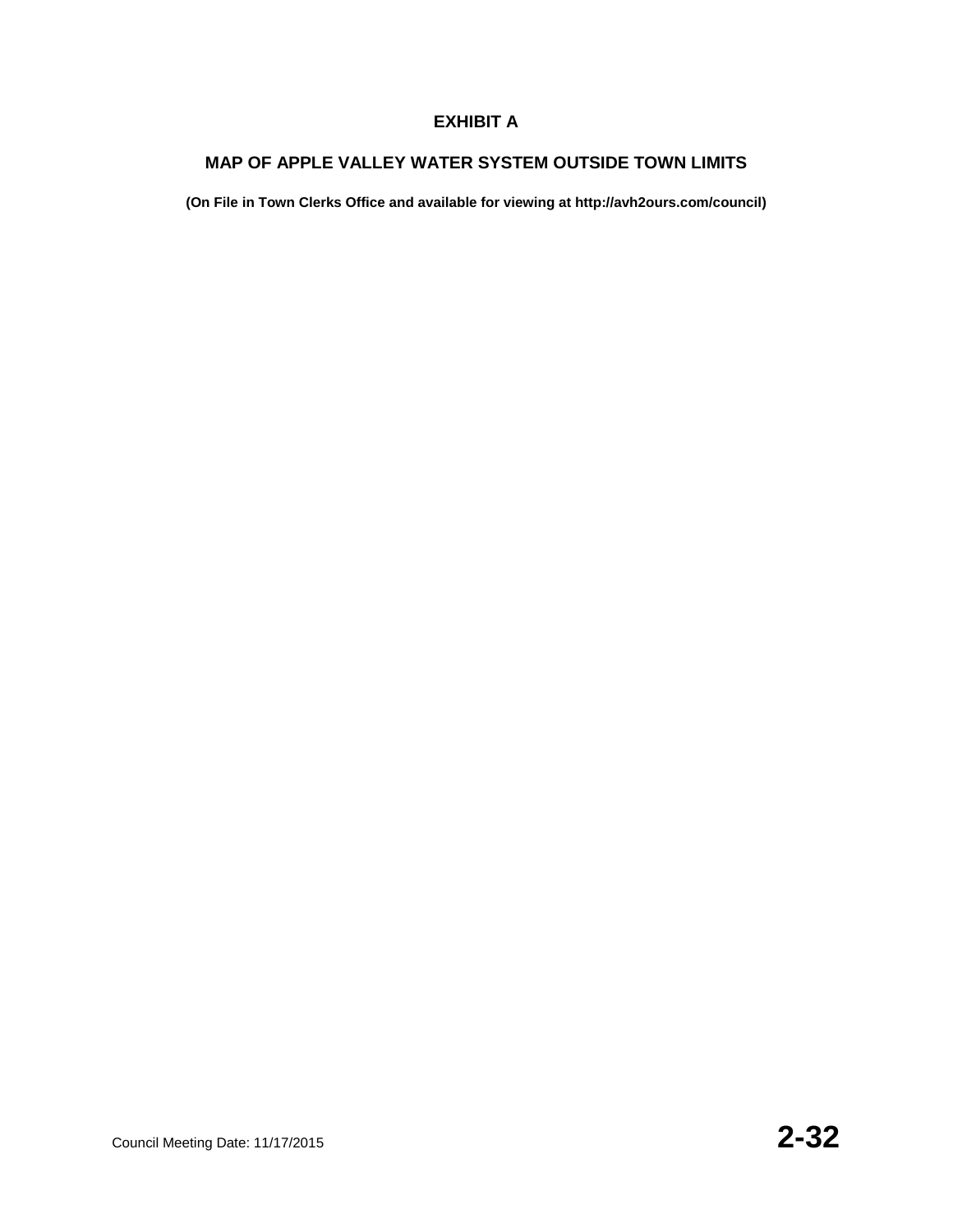# EXHIBIT A

## MAP OF APPLE VALLEY WATER SYSTEM OUTSIDE TOWN LIMITS

**(On File in Town Clerks Office and available for viewing at http://avh2ours.com/council)**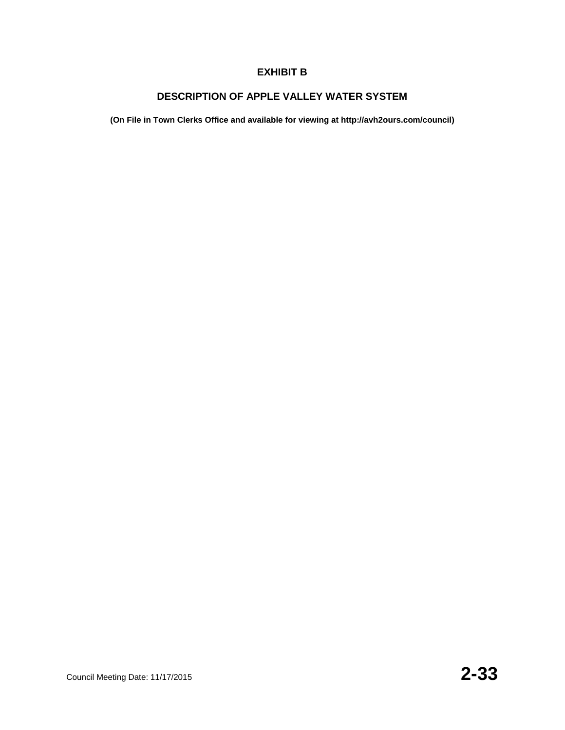# EXHIBIT B

## DESCRIPTION OF APPLE VALLEY WATER SYSTEM

**(On File in Town Clerks Office and available for viewing at http://avh2ours.com/council)**